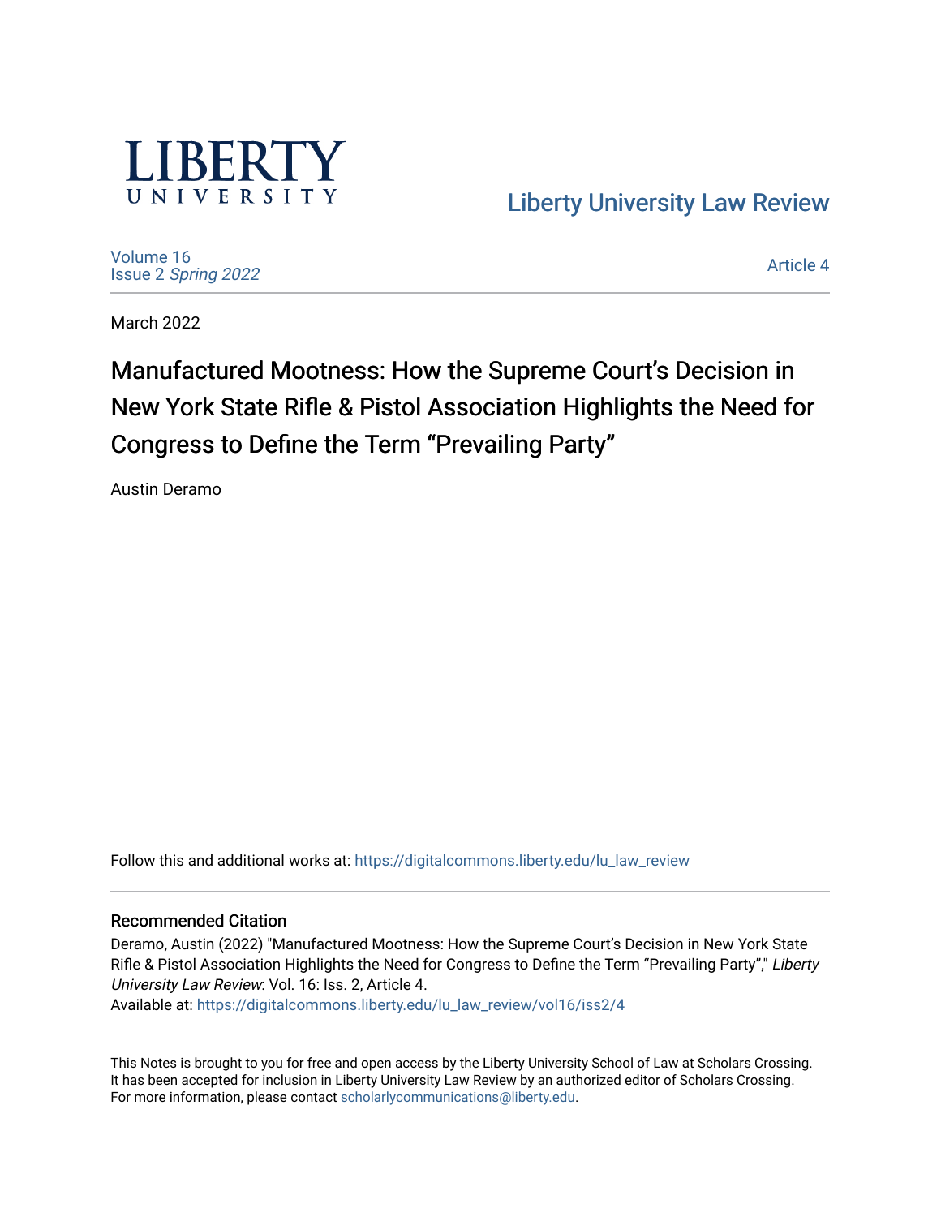Liberty University Law Review

Volume 16
Issue 2 *Spring 2022*

Article 4

March 2022

# Manufactured Mootness: How the Supreme Court's Decision in New York State Rifle & Pistol Association Highlights the Need for Congress to Define the Term "Prevailing Party"

Austin Deramo

Follow this and additional works at: https://digitalcommons.liberty.edu/lu_law_review

### Recommended Citation

Deramo, Austin (2022) "Manufactured Mootness: How the Supreme Court's Decision in New York State Rifle & Pistol Association Highlights the Need for Congress to Define the Term "Prevailing Party"," *Liberty University Law Review*: Vol. 16: Iss. 2, Article 4.
Available at: https://digitalcommons.liberty.edu/lu_law_review/vol16/iss2/4

This Notes is brought to you for free and open access by the Liberty University School of Law at Scholars Crossing. It has been accepted for inclusion in Liberty University Law Review by an authorized editor of Scholars Crossing. For more information, please contact scholarlycommunications@liberty.edu.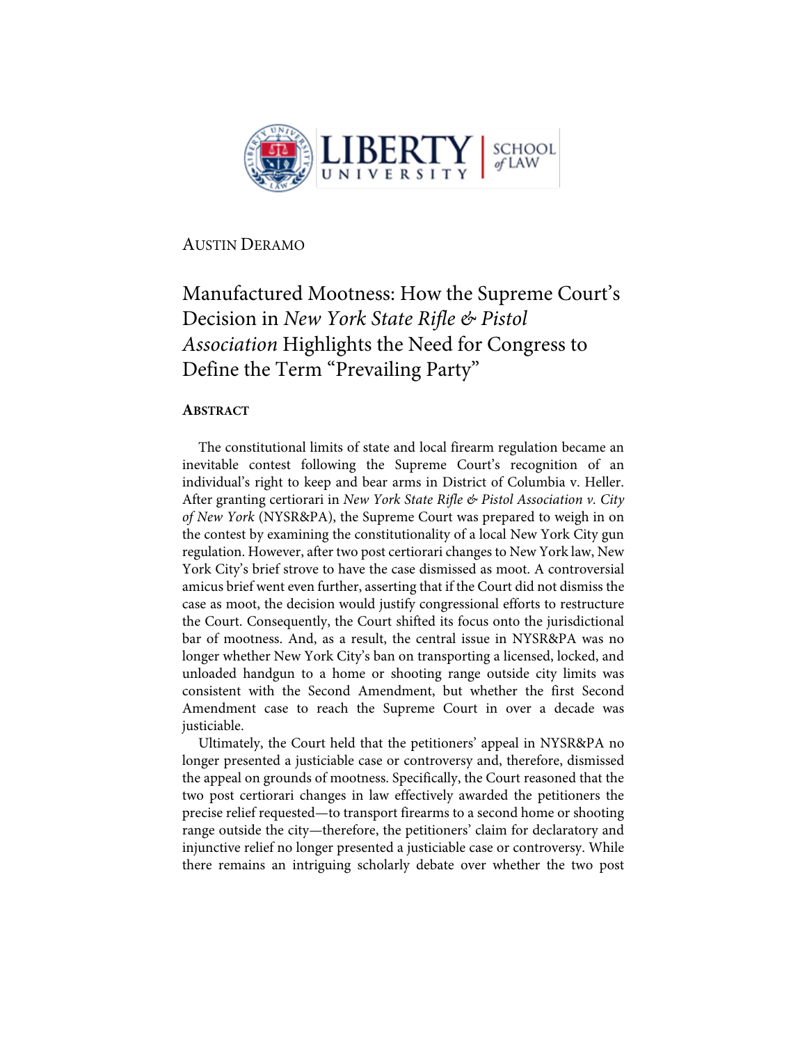AUSTIN DERAMO

# Manufactured Mootness: How the Supreme Court's Decision in *New York State Rifle & Pistol Association* Highlights the Need for Congress to Define the Term "Prevailing Party"

## ABSTRACT

The constitutional limits of state and local firearm regulation became an inevitable contest following the Supreme Court's recognition of an individual's right to keep and bear arms in District of Columbia v. Heller. After granting certiorari in *New York State Rifle & Pistol Association v. City of New York* (NYSR&PA), the Supreme Court was prepared to weigh in on the contest by examining the constitutionality of a local New York City gun regulation. However, after two post certiorari changes to New York law, New York City's brief strove to have the case dismissed as moot. A controversial amicus brief went even further, asserting that if the Court did not dismiss the case as moot, the decision would justify congressional efforts to restructure the Court. Consequently, the Court shifted its focus onto the jurisdictional bar of mootness. And, as a result, the central issue in NYSR&PA was no longer whether New York City's ban on transporting a licensed, locked, and unloaded handgun to a home or shooting range outside city limits was consistent with the Second Amendment, but whether the first Second Amendment case to reach the Supreme Court in over a decade was justiciable.

Ultimately, the Court held that the petitioners' appeal in NYSR&PA no longer presented a justiciable case or controversy and, therefore, dismissed the appeal on grounds of mootness. Specifically, the Court reasoned that the two post certiorari changes in law effectively awarded the petitioners the precise relief requested—to transport firearms to a second home or shooting range outside the city—therefore, the petitioners' claim for declaratory and injunctive relief no longer presented a justiciable case or controversy. While there remains an intriguing scholarly debate over whether the two post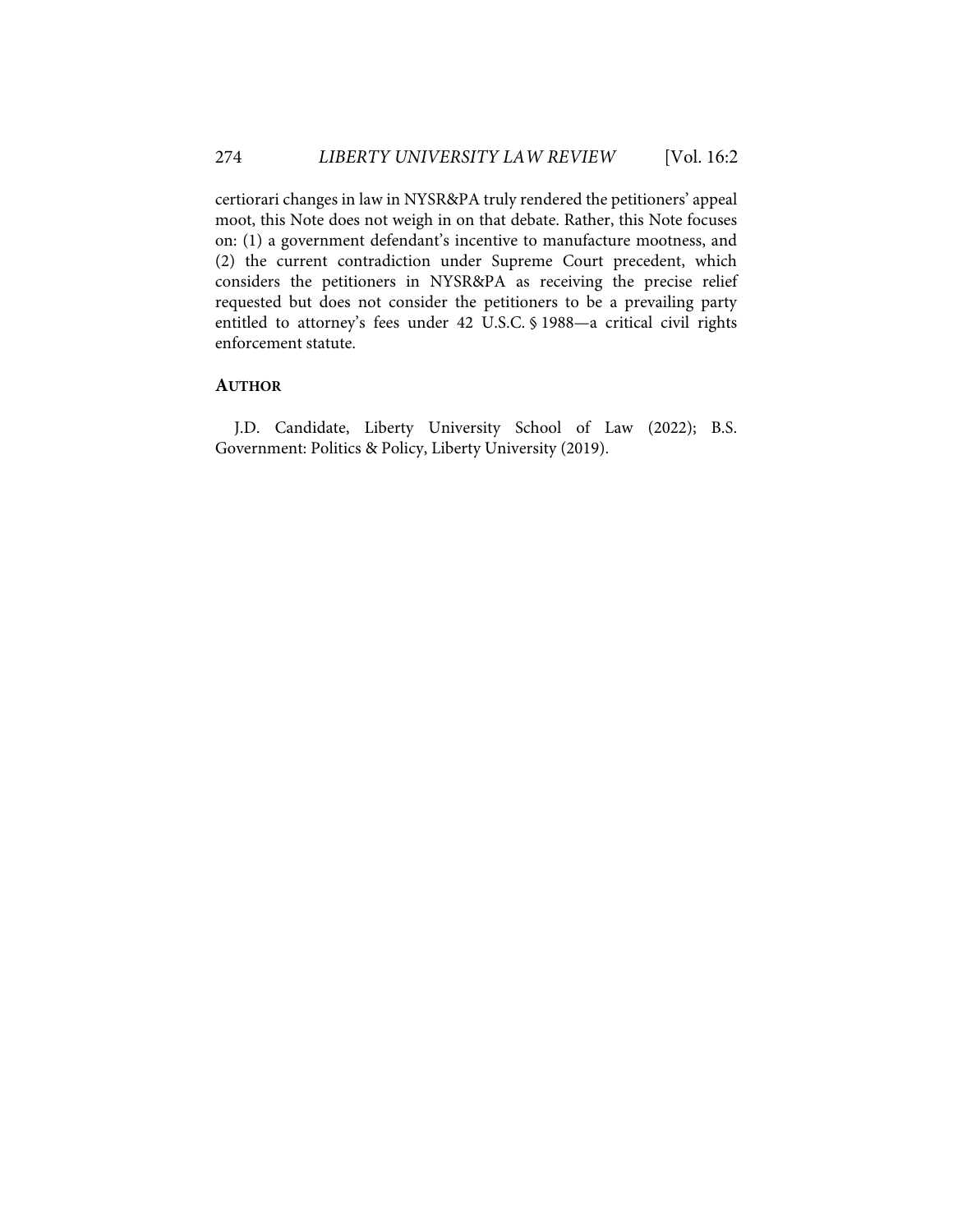certiorari changes in law in NYSR&PA truly rendered the petitioners' appeal moot, this Note does not weigh in on that debate. Rather, this Note focuses on: (1) a government defendant's incentive to manufacture mootness, and (2) the current contradiction under Supreme Court precedent, which considers the petitioners in NYSR&PA as receiving the precise relief requested but does not consider the petitioners to be a prevailing party entitled to attorney's fees under 42 U.S.C. § 1988—a critical civil rights enforcement statute.

## AUTHOR

J.D. Candidate, Liberty University School of Law (2022); B.S. Government: Politics & Policy, Liberty University (2019).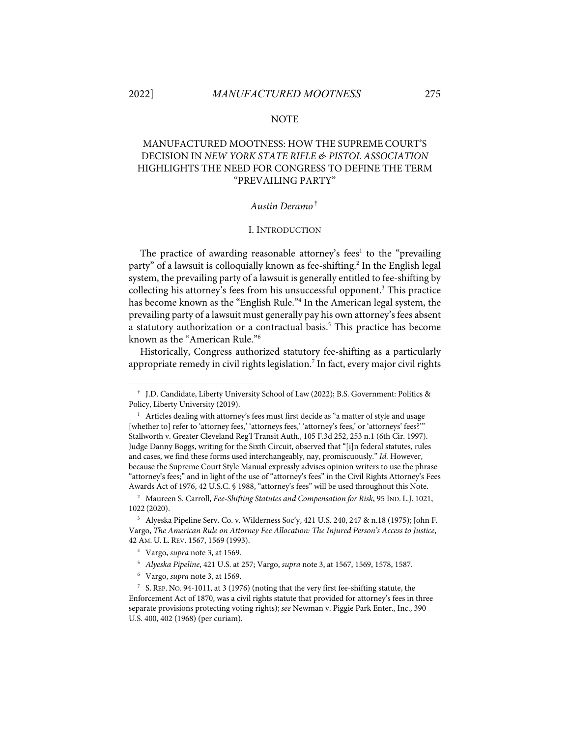NOTE

# MANUFACTURED MOOTNESS: HOW THE SUPREME COURT'S DECISION IN *NEW YORK STATE RIFLE & PISTOL ASSOCIATION* HIGHLIGHTS THE NEED FOR CONGRESS TO DEFINE THE TERM "PREVAILING PARTY"

*Austin Deramo*[†]

## I. INTRODUCTION

The practice of awarding reasonable attorney's fees[1] to the "prevailing party" of a lawsuit is colloquially known as fee-shifting.[2] In the English legal system, the prevailing party of a lawsuit is generally entitled to fee-shifting by collecting his attorney's fees from his unsuccessful opponent.[3] This practice has become known as the "English Rule."[4] In the American legal system, the prevailing party of a lawsuit must generally pay his own attorney's fees absent a statutory authorization or a contractual basis.[5] This practice has become known as the "American Rule."[6]

Historically, Congress authorized statutory fee-shifting as a particularly appropriate remedy in civil rights legislation.[7] In fact, every major civil rights

---

[†] J.D. Candidate, Liberty University School of Law (2022); B.S. Government: Politics & Policy, Liberty University (2019).

[1] Articles dealing with attorney's fees must first decide as "a matter of style and usage [whether to] refer to 'attorney fees,' 'attorneys fees,' 'attorney's fees,' or 'attorneys' fees?'" Stallworth v. Greater Cleveland Reg'l Transit Auth., 105 F.3d 252, 253 n.1 (6th Cir. 1997). Judge Danny Boggs, writing for the Sixth Circuit, observed that "[i]n federal statutes, rules and cases, we find these forms used interchangeably, nay, promiscuously." *Id.* However, because the Supreme Court Style Manual expressly advises opinion writers to use the phrase "attorney's fees;" and in light of the use of "attorney's fees" in the Civil Rights Attorney's Fees Awards Act of 1976, 42 U.S.C. § 1988, "attorney's fees" will be used throughout this Note.

[2] Maureen S. Carroll, *Fee-Shifting Statutes and Compensation for Risk*, 95 IND. L.J. 1021, 1022 (2020).

[3] Alyeska Pipeline Serv. Co. v. Wilderness Soc'y, 421 U.S. 240, 247 & n.18 (1975); John F. Vargo, *The American Rule on Attorney Fee Allocation: The Injured Person's Access to Justice*, 42 AM. U. L. REV. 1567, 1569 (1993).

[4] Vargo, *supra* note 3, at 1569.

[5] *Alyeska Pipeline*, 421 U.S. at 257; Vargo, *supra* note 3, at 1567, 1569, 1578, 1587.

[6] Vargo, *supra* note 3, at 1569.

[7] S. REP. NO. 94-1011, at 3 (1976) (noting that the very first fee-shifting statute, the Enforcement Act of 1870, was a civil rights statute that provided for attorney's fees in three separate provisions protecting voting rights); *see* Newman v. Piggie Park Enter., Inc., 390 U.S. 400, 402 (1968) (per curiam).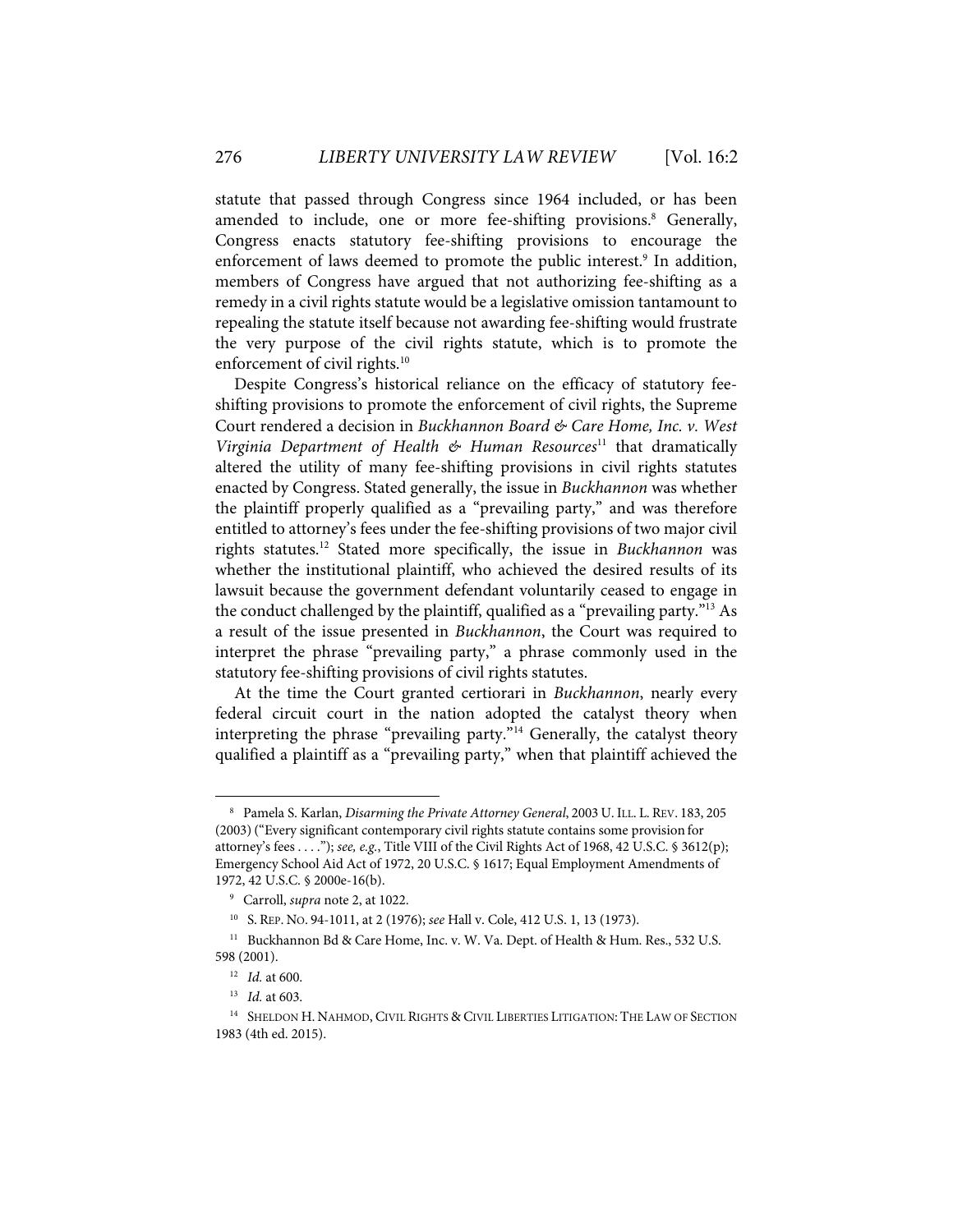statute that passed through Congress since 1964 included, or has been amended to include, one or more fee-shifting provisions.[8] Generally, Congress enacts statutory fee-shifting provisions to encourage the enforcement of laws deemed to promote the public interest.[9] In addition, members of Congress have argued that not authorizing fee-shifting as a remedy in a civil rights statute would be a legislative omission tantamount to repealing the statute itself because not awarding fee-shifting would frustrate the very purpose of the civil rights statute, which is to promote the enforcement of civil rights.[10]

Despite Congress's historical reliance on the efficacy of statutory fee-shifting provisions to promote the enforcement of civil rights, the Supreme Court rendered a decision in *Buckhannon Board & Care Home, Inc. v. West Virginia Department of Health & Human Resources*[11] that dramatically altered the utility of many fee-shifting provisions in civil rights statutes enacted by Congress. Stated generally, the issue in *Buckhannon* was whether the plaintiff properly qualified as a "prevailing party," and was therefore entitled to attorney's fees under the fee-shifting provisions of two major civil rights statutes.[12] Stated more specifically, the issue in *Buckhannon* was whether the institutional plaintiff, who achieved the desired results of its lawsuit because the government defendant voluntarily ceased to engage in the conduct challenged by the plaintiff, qualified as a "prevailing party."[13] As a result of the issue presented in *Buckhannon*, the Court was required to interpret the phrase "prevailing party," a phrase commonly used in the statutory fee-shifting provisions of civil rights statutes.

At the time the Court granted certiorari in *Buckhannon*, nearly every federal circuit court in the nation adopted the catalyst theory when interpreting the phrase "prevailing party."[14] Generally, the catalyst theory qualified a plaintiff as a "prevailing party," when that plaintiff achieved the

---

[8] Pamela S. Karlan, *Disarming the Private Attorney General*, 2003 U. ILL. L. REV. 183, 205 (2003) ("Every significant contemporary civil rights statute contains some provision for attorney's fees . . . ."); *see, e.g.*, Title VIII of the Civil Rights Act of 1968, 42 U.S.C. § 3612(p); Emergency School Aid Act of 1972, 20 U.S.C. § 1617; Equal Employment Amendments of 1972, 42 U.S.C. § 2000e-16(b).

[9] Carroll, *supra* note 2, at 1022.

[10] S. REP. NO. 94-1011, at 2 (1976); *see* Hall v. Cole, 412 U.S. 1, 13 (1973).

[11] Buckhannon Bd & Care Home, Inc. v. W. Va. Dept. of Health & Hum. Res., 532 U.S. 598 (2001).

[12] *Id.* at 600.

[13] *Id.* at 603.

[14] SHELDON H. NAHMOD, CIVIL RIGHTS & CIVIL LIBERTIES LITIGATION: THE LAW OF SECTION 1983 (4th ed. 2015).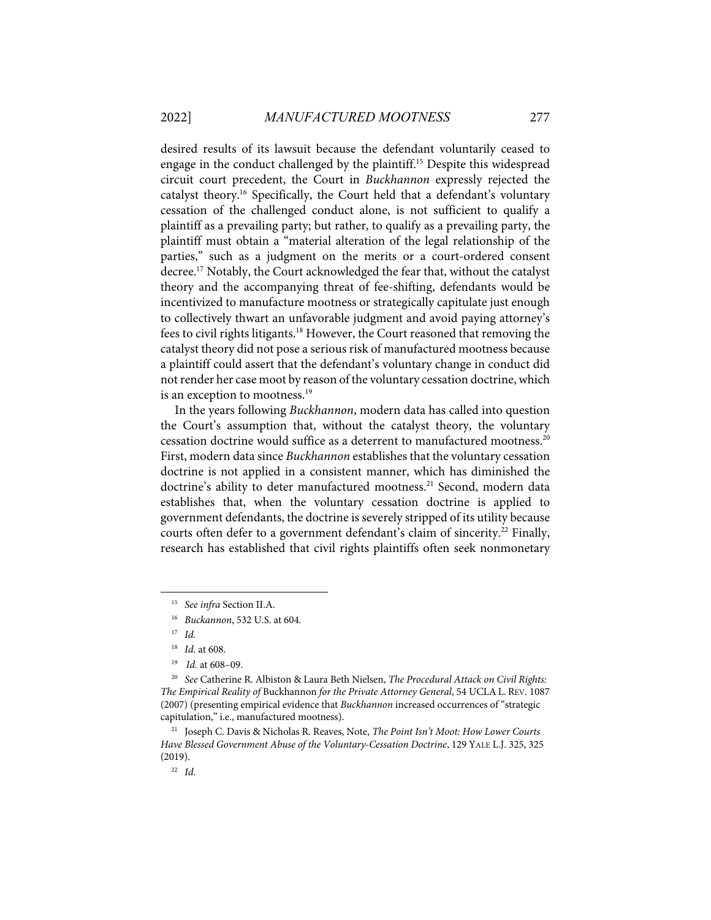desired results of its lawsuit because the defendant voluntarily ceased to engage in the conduct challenged by the plaintiff.[15] Despite this widespread circuit court precedent, the Court in *Buckhannon* expressly rejected the catalyst theory.[16] Specifically, the Court held that a defendant's voluntary cessation of the challenged conduct alone, is not sufficient to qualify a plaintiff as a prevailing party; but rather, to qualify as a prevailing party, the plaintiff must obtain a "material alteration of the legal relationship of the parties," such as a judgment on the merits or a court-ordered consent decree.[17] Notably, the Court acknowledged the fear that, without the catalyst theory and the accompanying threat of fee-shifting, defendants would be incentivized to manufacture mootness or strategically capitulate just enough to collectively thwart an unfavorable judgment and avoid paying attorney's fees to civil rights litigants.[18] However, the Court reasoned that removing the catalyst theory did not pose a serious risk of manufactured mootness because a plaintiff could assert that the defendant's voluntary change in conduct did not render her case moot by reason of the voluntary cessation doctrine, which is an exception to mootness.[19]

In the years following *Buckhannon*, modern data has called into question the Court's assumption that, without the catalyst theory, the voluntary cessation doctrine would suffice as a deterrent to manufactured mootness.[20] First, modern data since *Buckhannon* establishes that the voluntary cessation doctrine is not applied in a consistent manner, which has diminished the doctrine's ability to deter manufactured mootness.[21] Second, modern data establishes that, when the voluntary cessation doctrine is applied to government defendants, the doctrine is severely stripped of its utility because courts often defer to a government defendant's claim of sincerity.[22] Finally, research has established that civil rights plaintiffs often seek nonmonetary

---

[15] *See infra* Section II.A.

[16] *Buckannon*, 532 U.S. at 604.

[17] *Id.*

[18] *Id.* at 608.

[19] *Id.* at 608–09.

[20] *See* Catherine R. Albiston & Laura Beth Nielsen, *The Procedural Attack on Civil Rights: The Empirical Reality of* Buckhannon *for the Private Attorney General*, 54 UCLA L. REV. 1087 (2007) (presenting empirical evidence that *Buckhannon* increased occurrences of "strategic capitulation," i.e., manufactured mootness).

[21] Joseph C. Davis & Nicholas R. Reaves, Note, *The Point Isn't Moot: How Lower Courts Have Blessed Government Abuse of the Voluntary-Cessation Doctrine*, 129 YALE L.J. 325, 325 (2019).

[22] *Id.*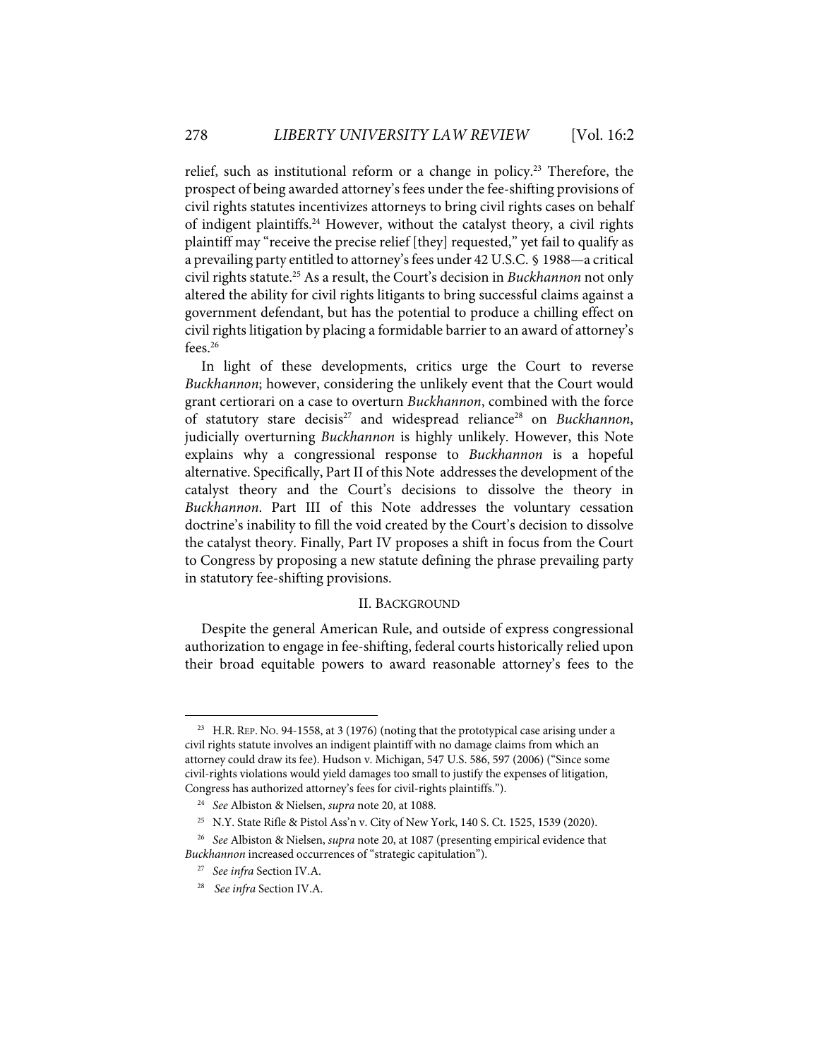relief, such as institutional reform or a change in policy.[23] Therefore, the prospect of being awarded attorney's fees under the fee-shifting provisions of civil rights statutes incentivizes attorneys to bring civil rights cases on behalf of indigent plaintiffs.[24] However, without the catalyst theory, a civil rights plaintiff may "receive the precise relief [they] requested," yet fail to qualify as a prevailing party entitled to attorney's fees under 42 U.S.C. § 1988—a critical civil rights statute.[25] As a result, the Court's decision in *Buckhannon* not only altered the ability for civil rights litigants to bring successful claims against a government defendant, but has the potential to produce a chilling effect on civil rights litigation by placing a formidable barrier to an award of attorney's fees.[26]

In light of these developments, critics urge the Court to reverse *Buckhannon*; however, considering the unlikely event that the Court would grant certiorari on a case to overturn *Buckhannon*, combined with the force of statutory stare decisis[27] and widespread reliance[28] on *Buckhannon*, judicially overturning *Buckhannon* is highly unlikely. However, this Note explains why a congressional response to *Buckhannon* is a hopeful alternative. Specifically, Part II of this Note addresses the development of the catalyst theory and the Court's decisions to dissolve the theory in *Buckhannon*. Part III of this Note addresses the voluntary cessation doctrine's inability to fill the void created by the Court's decision to dissolve the catalyst theory. Finally, Part IV proposes a shift in focus from the Court to Congress by proposing a new statute defining the phrase prevailing party in statutory fee-shifting provisions.

## II. BACKGROUND

Despite the general American Rule, and outside of express congressional authorization to engage in fee-shifting, federal courts historically relied upon their broad equitable powers to award reasonable attorney's fees to the

---

[23] H.R. REP. NO. 94-1558, at 3 (1976) (noting that the prototypical case arising under a civil rights statute involves an indigent plaintiff with no damage claims from which an attorney could draw its fee). Hudson v. Michigan, 547 U.S. 586, 597 (2006) ("Since some civil-rights violations would yield damages too small to justify the expenses of litigation, Congress has authorized attorney's fees for civil-rights plaintiffs.").

[24] *See* Albiston & Nielsen, *supra* note 20, at 1088.

[25] N.Y. State Rifle & Pistol Ass'n v. City of New York, 140 S. Ct. 1525, 1539 (2020).

[26] *See* Albiston & Nielsen, *supra* note 20, at 1087 (presenting empirical evidence that *Buckhannon* increased occurrences of "strategic capitulation").

[27] *See infra* Section IV.A.

[28] *See infra* Section IV.A.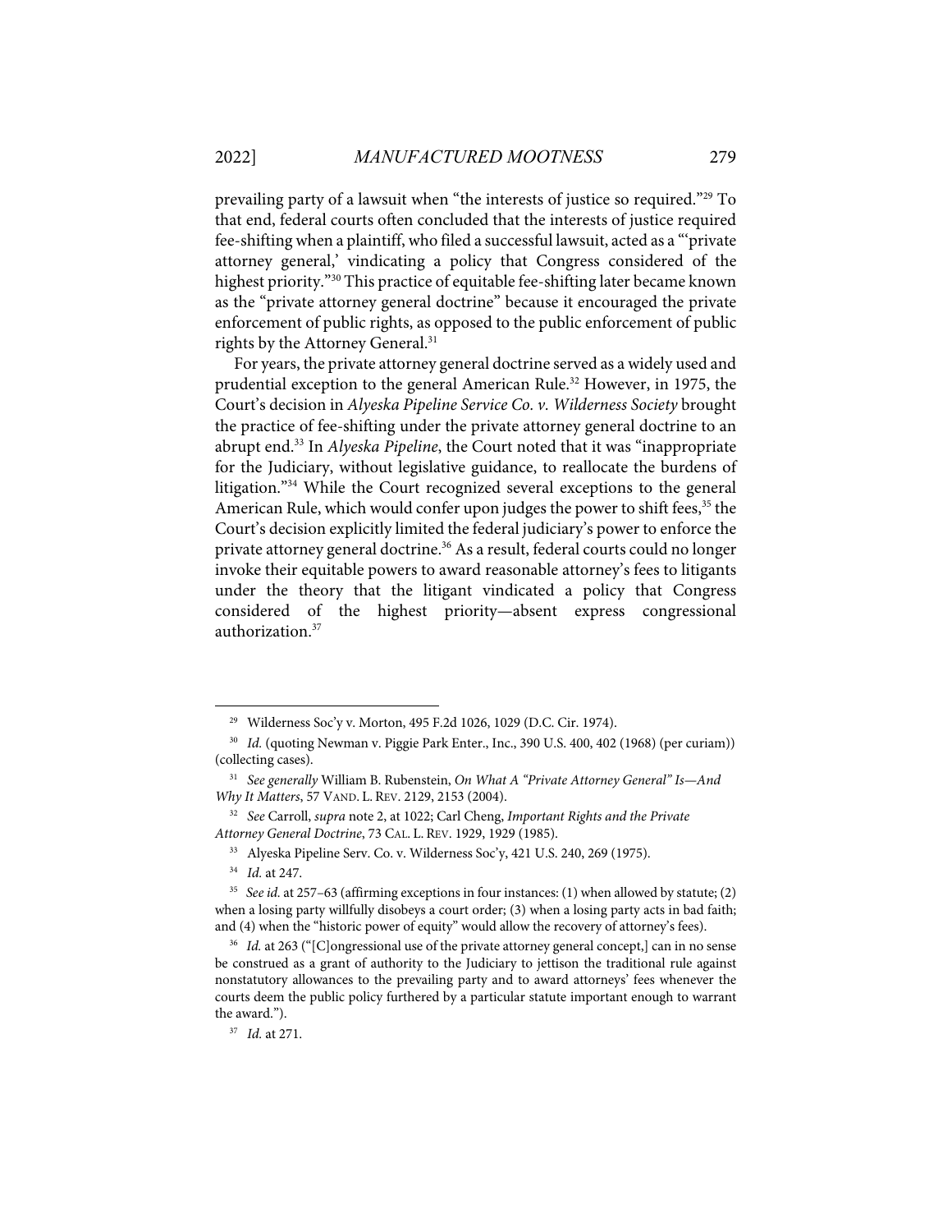prevailing party of a lawsuit when "the interests of justice so required."[29] To that end, federal courts often concluded that the interests of justice required fee-shifting when a plaintiff, who filed a successful lawsuit, acted as a "'private attorney general,' vindicating a policy that Congress considered of the highest priority."[30] This practice of equitable fee-shifting later became known as the "private attorney general doctrine" because it encouraged the private enforcement of public rights, as opposed to the public enforcement of public rights by the Attorney General.[31]

For years, the private attorney general doctrine served as a widely used and prudential exception to the general American Rule.[32] However, in 1975, the Court's decision in *Alyeska Pipeline Service Co. v. Wilderness Society* brought the practice of fee-shifting under the private attorney general doctrine to an abrupt end.[33] In *Alyeska Pipeline*, the Court noted that it was "inappropriate for the Judiciary, without legislative guidance, to reallocate the burdens of litigation."[34] While the Court recognized several exceptions to the general American Rule, which would confer upon judges the power to shift fees,[35] the Court's decision explicitly limited the federal judiciary's power to enforce the private attorney general doctrine.[36] As a result, federal courts could no longer invoke their equitable powers to award reasonable attorney's fees to litigants under the theory that the litigant vindicated a policy that Congress considered of the highest priority—absent express congressional authorization.[37]

---

[29] Wilderness Soc'y v. Morton, 495 F.2d 1026, 1029 (D.C. Cir. 1974).

[30] *Id.* (quoting Newman v. Piggie Park Enter., Inc., 390 U.S. 400, 402 (1968) (per curiam)) (collecting cases).

[31] *See generally* William B. Rubenstein, *On What A "Private Attorney General" Is—And Why It Matters*, 57 VAND. L. REV. 2129, 2153 (2004).

[32] *See* Carroll, *supra* note 2, at 1022; Carl Cheng, *Important Rights and the Private Attorney General Doctrine*, 73 CAL. L. REV. 1929, 1929 (1985).

[33] Alyeska Pipeline Serv. Co. v. Wilderness Soc'y, 421 U.S. 240, 269 (1975).

[34] *Id.* at 247.

[35] *See id.* at 257–63 (affirming exceptions in four instances: (1) when allowed by statute; (2) when a losing party willfully disobeys a court order; (3) when a losing party acts in bad faith; and (4) when the "historic power of equity" would allow the recovery of attorney's fees).

[36] *Id.* at 263 ("[C]ongressional use of the private attorney general concept[,] can in no sense be construed as a grant of authority to the Judiciary to jettison the traditional rule against nonstatutory allowances to the prevailing party and to award attorneys' fees whenever the courts deem the public policy furthered by a particular statute important enough to warrant the award.").

[37] *Id.* at 271.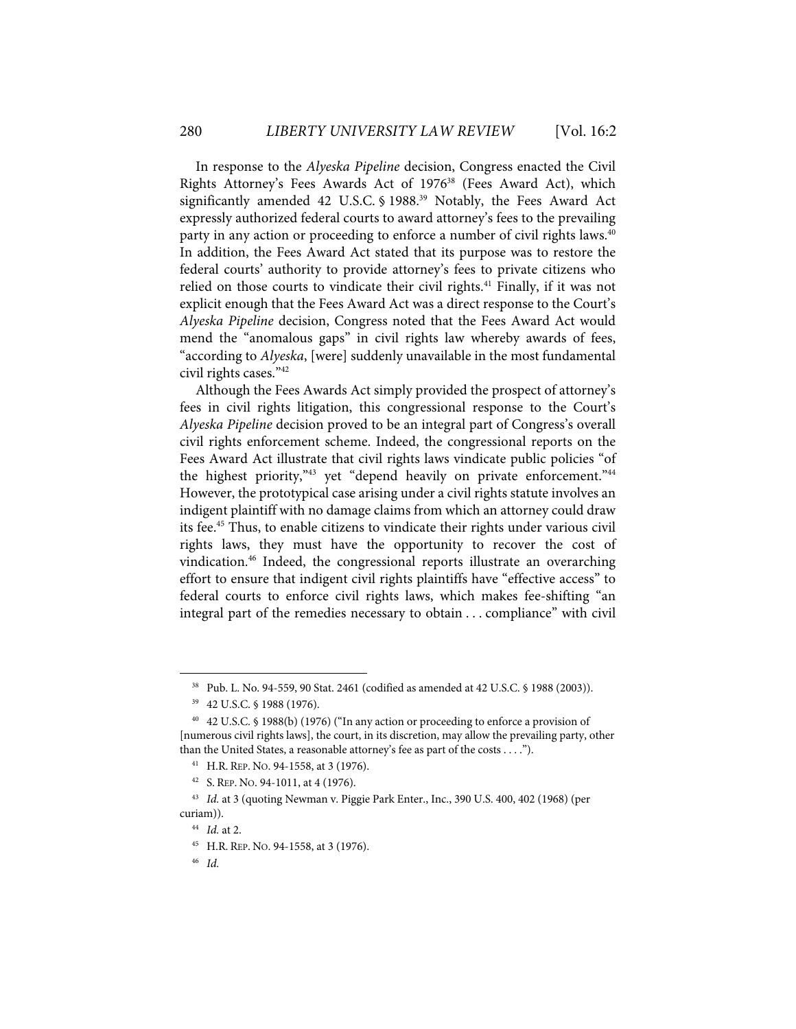In response to the *Alyeska Pipeline* decision, Congress enacted the Civil Rights Attorney's Fees Awards Act of 1976[38] (Fees Award Act), which significantly amended 42 U.S.C. § 1988.[39] Notably, the Fees Award Act expressly authorized federal courts to award attorney's fees to the prevailing party in any action or proceeding to enforce a number of civil rights laws.[40] In addition, the Fees Award Act stated that its purpose was to restore the federal courts' authority to provide attorney's fees to private citizens who relied on those courts to vindicate their civil rights.[41] Finally, if it was not explicit enough that the Fees Award Act was a direct response to the Court's *Alyeska Pipeline* decision, Congress noted that the Fees Award Act would mend the "anomalous gaps" in civil rights law whereby awards of fees, "according to *Alyeska*, [were] suddenly unavailable in the most fundamental civil rights cases."[42]

Although the Fees Awards Act simply provided the prospect of attorney's fees in civil rights litigation, this congressional response to the Court's *Alyeska Pipeline* decision proved to be an integral part of Congress's overall civil rights enforcement scheme. Indeed, the congressional reports on the Fees Award Act illustrate that civil rights laws vindicate public policies "of the highest priority,"[43] yet "depend heavily on private enforcement."[44] However, the prototypical case arising under a civil rights statute involves an indigent plaintiff with no damage claims from which an attorney could draw its fee.[45] Thus, to enable citizens to vindicate their rights under various civil rights laws, they must have the opportunity to recover the cost of vindication.[46] Indeed, the congressional reports illustrate an overarching effort to ensure that indigent civil rights plaintiffs have "effective access" to federal courts to enforce civil rights laws, which makes fee-shifting "an integral part of the remedies necessary to obtain . . . compliance" with civil

---

[38] Pub. L. No. 94-559, 90 Stat. 2461 (codified as amended at 42 U.S.C. § 1988 (2003)).

[39] 42 U.S.C. § 1988 (1976).

[40] 42 U.S.C. § 1988(b) (1976) ("In any action or proceeding to enforce a provision of [numerous civil rights laws], the court, in its discretion, may allow the prevailing party, other than the United States, a reasonable attorney's fee as part of the costs . . . .").

[41] H.R. REP. NO. 94-1558, at 3 (1976).

[42] S. REP. NO. 94-1011, at 4 (1976).

[43] *Id.* at 3 (quoting Newman v. Piggie Park Enter., Inc., 390 U.S. 400, 402 (1968) (per curiam)).

[44] *Id.* at 2.

[45] H.R. REP. NO. 94-1558, at 3 (1976).

[46] *Id.*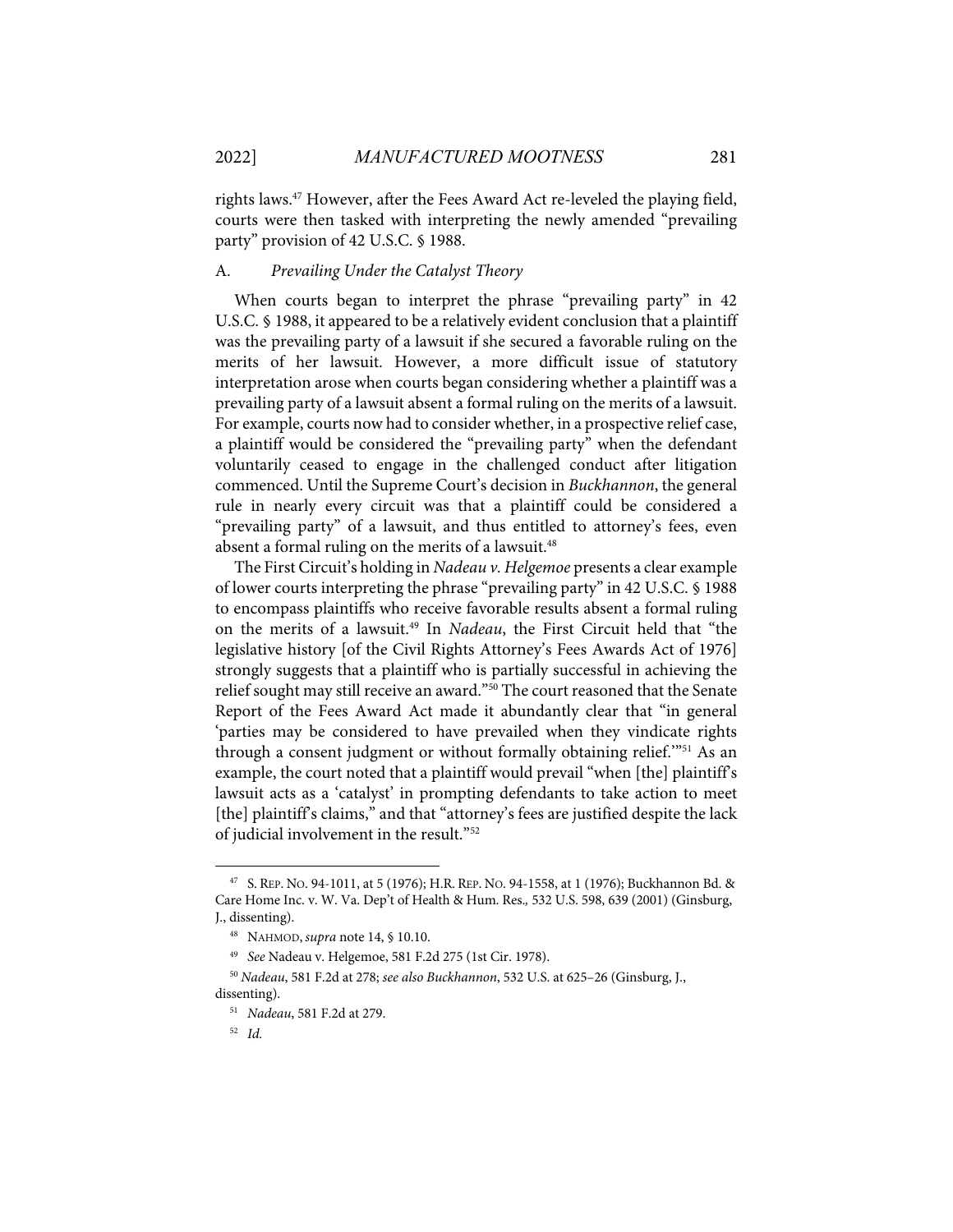rights laws.[47] However, after the Fees Award Act re-leveled the playing field, courts were then tasked with interpreting the newly amended "prevailing party" provision of 42 U.S.C. § 1988.

### A. *Prevailing Under the Catalyst Theory*

When courts began to interpret the phrase "prevailing party" in 42 U.S.C. § 1988, it appeared to be a relatively evident conclusion that a plaintiff was the prevailing party of a lawsuit if she secured a favorable ruling on the merits of her lawsuit. However, a more difficult issue of statutory interpretation arose when courts began considering whether a plaintiff was a prevailing party of a lawsuit absent a formal ruling on the merits of a lawsuit. For example, courts now had to consider whether, in a prospective relief case, a plaintiff would be considered the "prevailing party" when the defendant voluntarily ceased to engage in the challenged conduct after litigation commenced. Until the Supreme Court's decision in *Buckhannon*, the general rule in nearly every circuit was that a plaintiff could be considered a "prevailing party" of a lawsuit, and thus entitled to attorney's fees, even absent a formal ruling on the merits of a lawsuit.[48]

The First Circuit's holding in *Nadeau v. Helgemoe* presents a clear example of lower courts interpreting the phrase "prevailing party" in 42 U.S.C. § 1988 to encompass plaintiffs who receive favorable results absent a formal ruling on the merits of a lawsuit.[49] In *Nadeau*, the First Circuit held that "the legislative history [of the Civil Rights Attorney's Fees Awards Act of 1976] strongly suggests that a plaintiff who is partially successful in achieving the relief sought may still receive an award."[50] The court reasoned that the Senate Report of the Fees Award Act made it abundantly clear that "in general 'parties may be considered to have prevailed when they vindicate rights through a consent judgment or without formally obtaining relief.'"[51] As an example, the court noted that a plaintiff would prevail "when [the] plaintiff's lawsuit acts as a 'catalyst' in prompting defendants to take action to meet [the] plaintiff's claims," and that "attorney's fees are justified despite the lack of judicial involvement in the result."[52]

---

[47] S. REP. NO. 94-1011, at 5 (1976); H.R. REP. NO. 94-1558, at 1 (1976); Buckhannon Bd. & Care Home Inc. v. W. Va. Dep't of Health & Hum. Res., 532 U.S. 598, 639 (2001) (Ginsburg, J., dissenting).

[48] NAHMOD, *supra* note 14, § 10.10.

[49] *See* Nadeau v. Helgemoe, 581 F.2d 275 (1st Cir. 1978).

[50] *Nadeau*, 581 F.2d at 278; *see also Buckhannon*, 532 U.S. at 625–26 (Ginsburg, J., dissenting).

[51] *Nadeau*, 581 F.2d at 279.

[52] *Id.*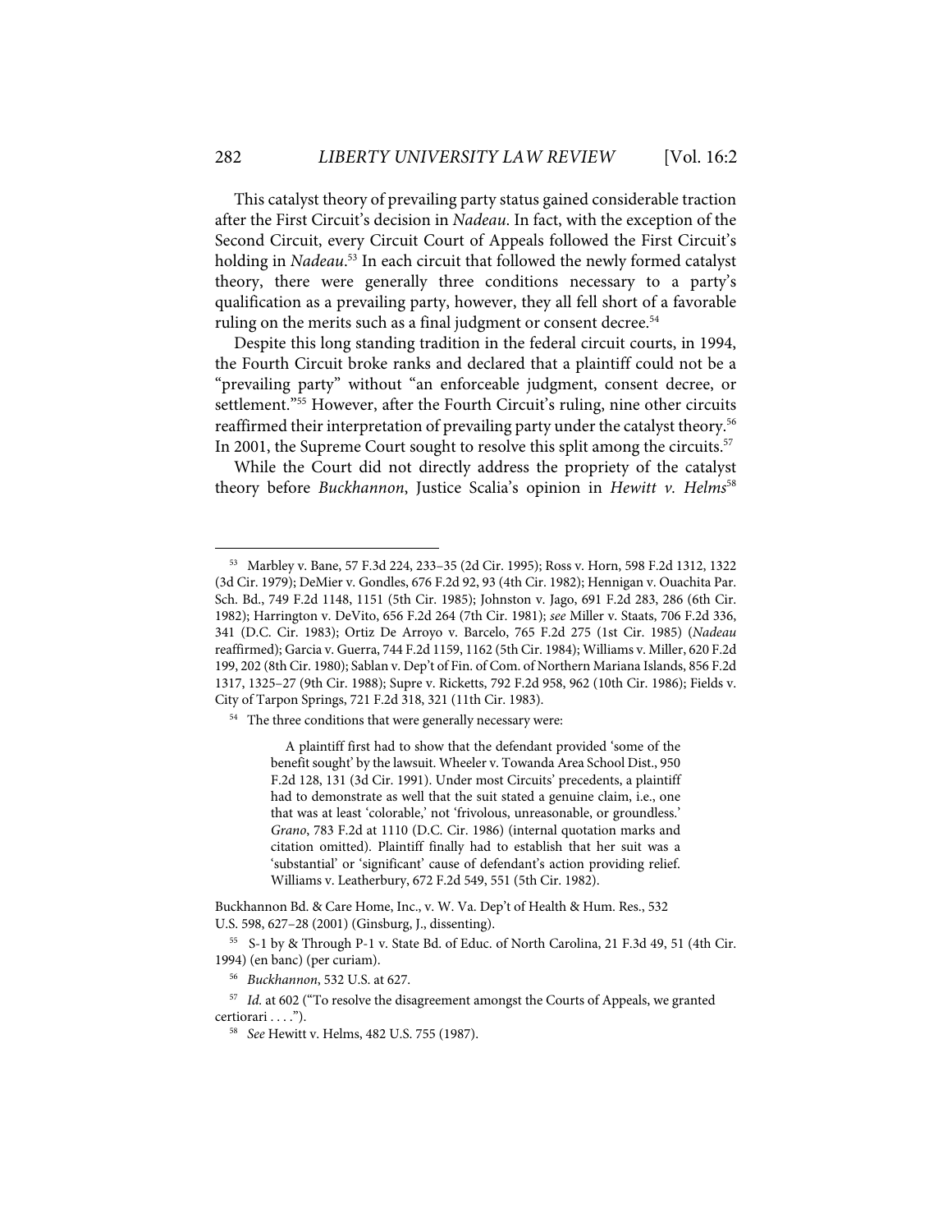This catalyst theory of prevailing party status gained considerable traction after the First Circuit's decision in *Nadeau*. In fact, with the exception of the Second Circuit, every Circuit Court of Appeals followed the First Circuit's holding in *Nadeau*.[53] In each circuit that followed the newly formed catalyst theory, there were generally three conditions necessary to a party's qualification as a prevailing party, however, they all fell short of a favorable ruling on the merits such as a final judgment or consent decree.[54]

Despite this long standing tradition in the federal circuit courts, in 1994, the Fourth Circuit broke ranks and declared that a plaintiff could not be a "prevailing party" without "an enforceable judgment, consent decree, or settlement."[55] However, after the Fourth Circuit's ruling, nine other circuits reaffirmed their interpretation of prevailing party under the catalyst theory.[56] In 2001, the Supreme Court sought to resolve this split among the circuits.[57]

While the Court did not directly address the propriety of the catalyst theory before *Buckhannon*, Justice Scalia's opinion in *Hewitt v. Helms*[58]

---

[53] Marbley v. Bane, 57 F.3d 224, 233–35 (2d Cir. 1995); Ross v. Horn, 598 F.2d 1312, 1322 (3d Cir. 1979); DeMier v. Gondles, 676 F.2d 92, 93 (4th Cir. 1982); Hennigan v. Ouachita Par. Sch. Bd., 749 F.2d 1148, 1151 (5th Cir. 1985); Johnston v. Jago, 691 F.2d 283, 286 (6th Cir. 1982); Harrington v. DeVito, 656 F.2d 264 (7th Cir. 1981); *see* Miller v. Staats, 706 F.2d 336, 341 (D.C. Cir. 1983); Ortiz De Arroyo v. Barcelo, 765 F.2d 275 (1st Cir. 1985) (*Nadeau* reaffirmed); Garcia v. Guerra, 744 F.2d 1159, 1162 (5th Cir. 1984); Williams v. Miller, 620 F.2d 199, 202 (8th Cir. 1980); Sablan v. Dep't of Fin. of Com. of Northern Mariana Islands, 856 F.2d 1317, 1325–27 (9th Cir. 1988); Supre v. Ricketts, 792 F.2d 958, 962 (10th Cir. 1986); Fields v. City of Tarpon Springs, 721 F.2d 318, 321 (11th Cir. 1983).

[54] The three conditions that were generally necessary were:

> A plaintiff first had to show that the defendant provided 'some of the benefit sought' by the lawsuit. Wheeler v. Towanda Area School Dist., 950 F.2d 128, 131 (3d Cir. 1991). Under most Circuits' precedents, a plaintiff had to demonstrate as well that the suit stated a genuine claim, i.e., one that was at least 'colorable,' not 'frivolous, unreasonable, or groundless.' *Grano*, 783 F.2d at 1110 (D.C. Cir. 1986) (internal quotation marks and citation omitted). Plaintiff finally had to establish that her suit was a 'substantial' or 'significant' cause of defendant's action providing relief. Williams v. Leatherbury, 672 F.2d 549, 551 (5th Cir. 1982).

Buckhannon Bd. & Care Home, Inc., v. W. Va. Dep't of Health & Hum. Res., 532 U.S. 598, 627–28 (2001) (Ginsburg, J., dissenting).

[55] S-1 by & Through P-1 v. State Bd. of Educ. of North Carolina, 21 F.3d 49, 51 (4th Cir. 1994) (en banc) (per curiam).

[56] *Buckhannon*, 532 U.S. at 627.

[57] *Id.* at 602 ("To resolve the disagreement amongst the Courts of Appeals, we granted certiorari . . . .").

[58] *See* Hewitt v. Helms, 482 U.S. 755 (1987).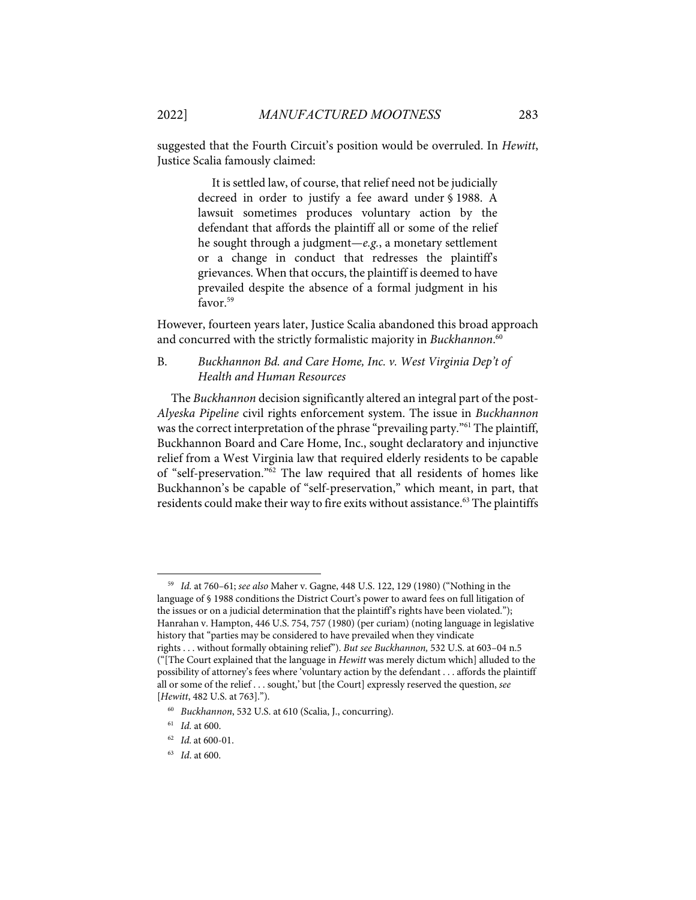suggested that the Fourth Circuit's position would be overruled. In *Hewitt*, Justice Scalia famously claimed:

> It is settled law, of course, that relief need not be judicially decreed in order to justify a fee award under § 1988. A lawsuit sometimes produces voluntary action by the defendant that affords the plaintiff all or some of the relief he sought through a judgment—*e.g.*, a monetary settlement or a change in conduct that redresses the plaintiff's grievances. When that occurs, the plaintiff is deemed to have prevailed despite the absence of a formal judgment in his favor.[59]

However, fourteen years later, Justice Scalia abandoned this broad approach and concurred with the strictly formalistic majority in *Buckhannon*.[60]

### B. *Buckhannon Bd. and Care Home, Inc. v. West Virginia Dep't of Health and Human Resources*

The *Buckhannon* decision significantly altered an integral part of the post-*Alyeska Pipeline* civil rights enforcement system. The issue in *Buckhannon* was the correct interpretation of the phrase "prevailing party."[61] The plaintiff, Buckhannon Board and Care Home, Inc., sought declaratory and injunctive relief from a West Virginia law that required elderly residents to be capable of "self-preservation."[62] The law required that all residents of homes like Buckhannon's be capable of "self-preservation," which meant, in part, that residents could make their way to fire exits without assistance.[63] The plaintiffs

---

[59] *Id.* at 760–61; *see also* Maher v. Gagne, 448 U.S. 122, 129 (1980) ("Nothing in the language of § 1988 conditions the District Court's power to award fees on full litigation of the issues or on a judicial determination that the plaintiff's rights have been violated."); Hanrahan v. Hampton, 446 U.S. 754, 757 (1980) (per curiam) (noting language in legislative history that "parties may be considered to have prevailed when they vindicate rights . . . without formally obtaining relief"). *But see Buckhannon,* 532 U.S. at 603–04 n.5 ("[The Court explained that the language in *Hewitt* was merely dictum which] alluded to the possibility of attorney's fees where 'voluntary action by the defendant . . . affords the plaintiff all or some of the relief . . . sought,' but [the Court] expressly reserved the question, *see* [*Hewitt*, 482 U.S. at 763].").

[60] *Buckhannon*, 532 U.S. at 610 (Scalia, J., concurring).

[61] *Id.* at 600.

[62] *Id.* at 600-01.

[63] *Id*. at 600.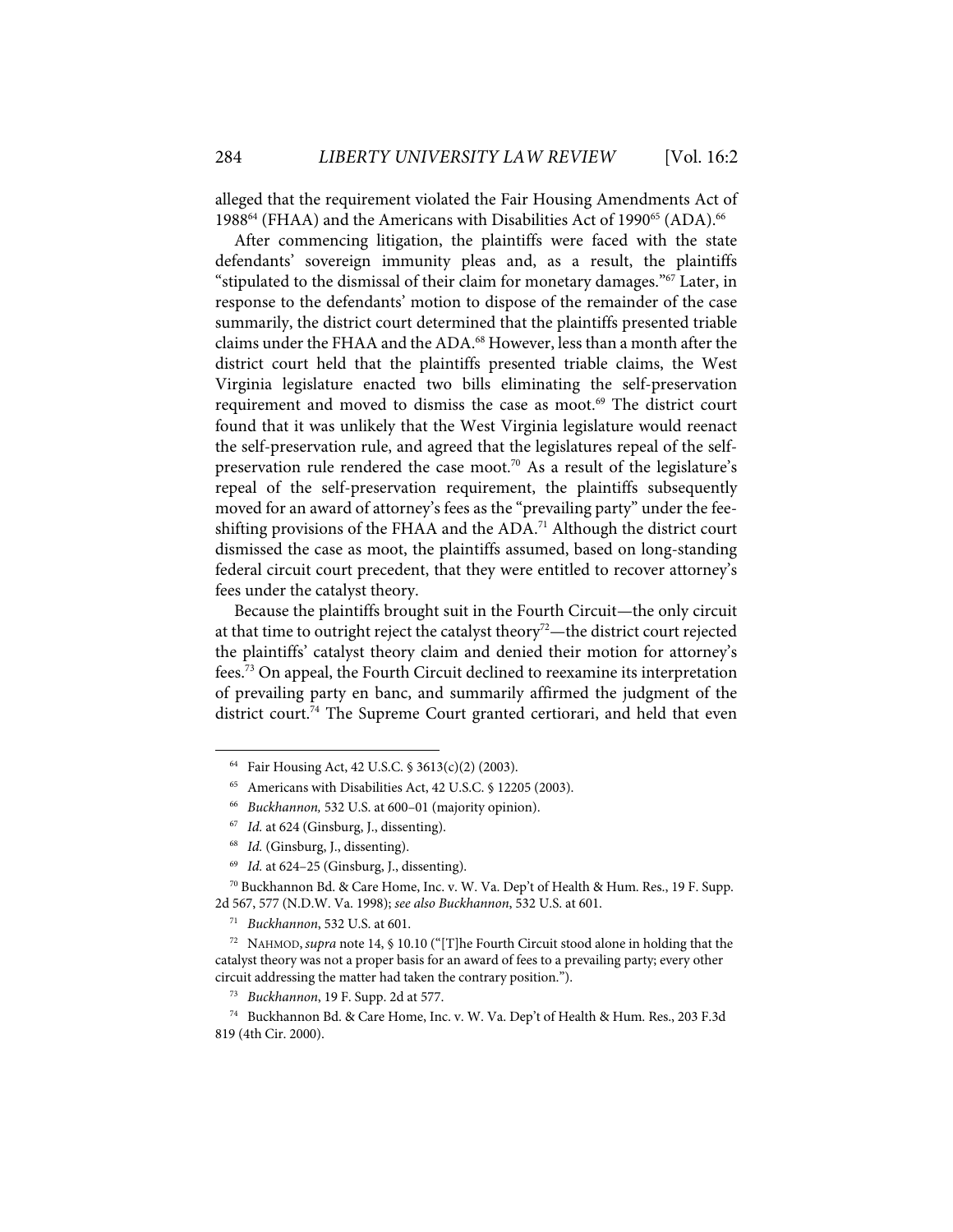alleged that the requirement violated the Fair Housing Amendments Act of 1988[64] (FHAA) and the Americans with Disabilities Act of 1990[65] (ADA).[66]

After commencing litigation, the plaintiffs were faced with the state defendants' sovereign immunity pleas and, as a result, the plaintiffs "stipulated to the dismissal of their claim for monetary damages."[67] Later, in response to the defendants' motion to dispose of the remainder of the case summarily, the district court determined that the plaintiffs presented triable claims under the FHAA and the ADA.[68] However, less than a month after the district court held that the plaintiffs presented triable claims, the West Virginia legislature enacted two bills eliminating the self-preservation requirement and moved to dismiss the case as moot.[69] The district court found that it was unlikely that the West Virginia legislature would reenact the self-preservation rule, and agreed that the legislatures repeal of the self-preservation rule rendered the case moot.[70] As a result of the legislature's repeal of the self-preservation requirement, the plaintiffs subsequently moved for an award of attorney's fees as the "prevailing party" under the fee-shifting provisions of the FHAA and the ADA.[71] Although the district court dismissed the case as moot, the plaintiffs assumed, based on long-standing federal circuit court precedent, that they were entitled to recover attorney's fees under the catalyst theory.

Because the plaintiffs brought suit in the Fourth Circuit—the only circuit at that time to outright reject the catalyst theory[72]—the district court rejected the plaintiffs' catalyst theory claim and denied their motion for attorney's fees.[73] On appeal, the Fourth Circuit declined to reexamine its interpretation of prevailing party en banc, and summarily affirmed the judgment of the district court.[74] The Supreme Court granted certiorari, and held that even

---

[64] Fair Housing Act, 42 U.S.C. § 3613(c)(2) (2003).

[65] Americans with Disabilities Act, 42 U.S.C. § 12205 (2003).

[66] *Buckhannon,* 532 U.S. at 600–01 (majority opinion).

[67] *Id.* at 624 (Ginsburg, J., dissenting).

[68] *Id.* (Ginsburg, J., dissenting).

[69] *Id.* at 624–25 (Ginsburg, J., dissenting).

[70] Buckhannon Bd. & Care Home, Inc. v. W. Va. Dep't of Health & Hum. Res., 19 F. Supp. 2d 567, 577 (N.D.W. Va. 1998); *see also Buckhannon*, 532 U.S. at 601.

[71] *Buckhannon*, 532 U.S. at 601.

[72] NAHMOD, *supra* note 14, § 10.10 ("[T]he Fourth Circuit stood alone in holding that the catalyst theory was not a proper basis for an award of fees to a prevailing party; every other circuit addressing the matter had taken the contrary position.").

[73] *Buckhannon*, 19 F. Supp. 2d at 577.

[74] Buckhannon Bd. & Care Home, Inc. v. W. Va. Dep't of Health & Hum. Res., 203 F.3d 819 (4th Cir. 2000).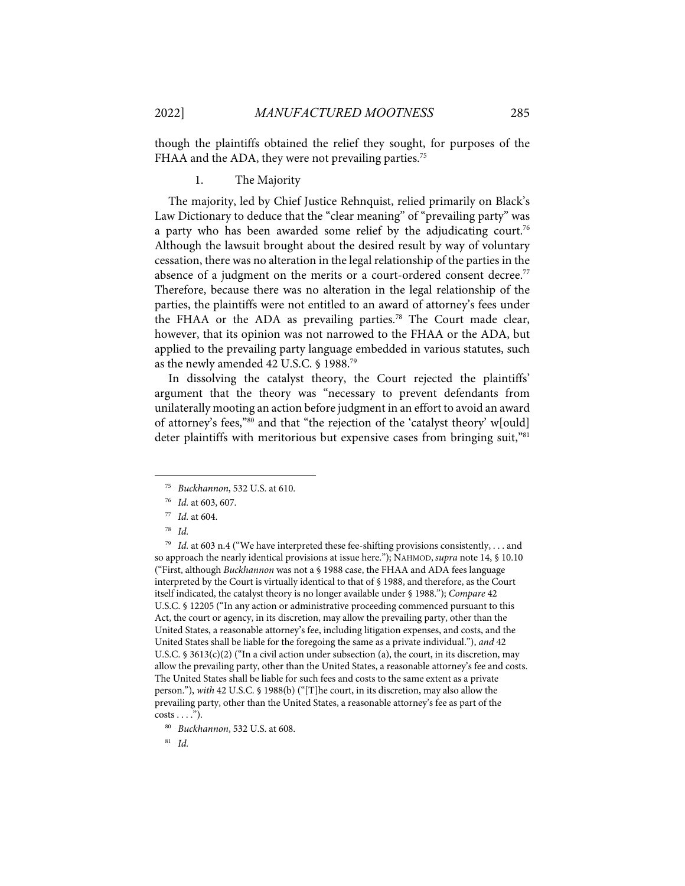though the plaintiffs obtained the relief they sought, for purposes of the FHAA and the ADA, they were not prevailing parties.[75]

### 1. The Majority

The majority, led by Chief Justice Rehnquist, relied primarily on Black's Law Dictionary to deduce that the "clear meaning" of "prevailing party" was a party who has been awarded some relief by the adjudicating court.[76] Although the lawsuit brought about the desired result by way of voluntary cessation, there was no alteration in the legal relationship of the parties in the absence of a judgment on the merits or a court-ordered consent decree.[77] Therefore, because there was no alteration in the legal relationship of the parties, the plaintiffs were not entitled to an award of attorney's fees under the FHAA or the ADA as prevailing parties.[78] The Court made clear, however, that its opinion was not narrowed to the FHAA or the ADA, but applied to the prevailing party language embedded in various statutes, such as the newly amended 42 U.S.C. § 1988.[79]

In dissolving the catalyst theory, the Court rejected the plaintiffs' argument that the theory was "necessary to prevent defendants from unilaterally mooting an action before judgment in an effort to avoid an award of attorney's fees,"[80] and that "the rejection of the 'catalyst theory' w[ould] deter plaintiffs with meritorious but expensive cases from bringing suit,"[81]

---

[75] *Buckhannon*, 532 U.S. at 610.

[76] *Id.* at 603, 607.

[77] *Id.* at 604.

[78] *Id.*

[79] *Id.* at 603 n.4 ("We have interpreted these fee-shifting provisions consistently, . . . and so approach the nearly identical provisions at issue here."); NAHMOD, *supra* note 14, § 10.10 ("First, although *Buckhannon* was not a § 1988 case, the FHAA and ADA fees language interpreted by the Court is virtually identical to that of § 1988, and therefore, as the Court itself indicated, the catalyst theory is no longer available under § 1988."); *Compare* 42 U.S.C. § 12205 ("In any action or administrative proceeding commenced pursuant to this Act, the court or agency, in its discretion, may allow the prevailing party, other than the United States, a reasonable attorney's fee, including litigation expenses, and costs, and the United States shall be liable for the foregoing the same as a private individual."), *and* 42 U.S.C. § 3613(c)(2) ("In a civil action under subsection (a), the court, in its discretion, may allow the prevailing party, other than the United States, a reasonable attorney's fee and costs. The United States shall be liable for such fees and costs to the same extent as a private person."), *with* 42 U.S.C. § 1988(b) ("[T]he court, in its discretion, may also allow the prevailing party, other than the United States, a reasonable attorney's fee as part of the costs . . . .").

[80] *Buckhannon*, 532 U.S. at 608.

[81] *Id.*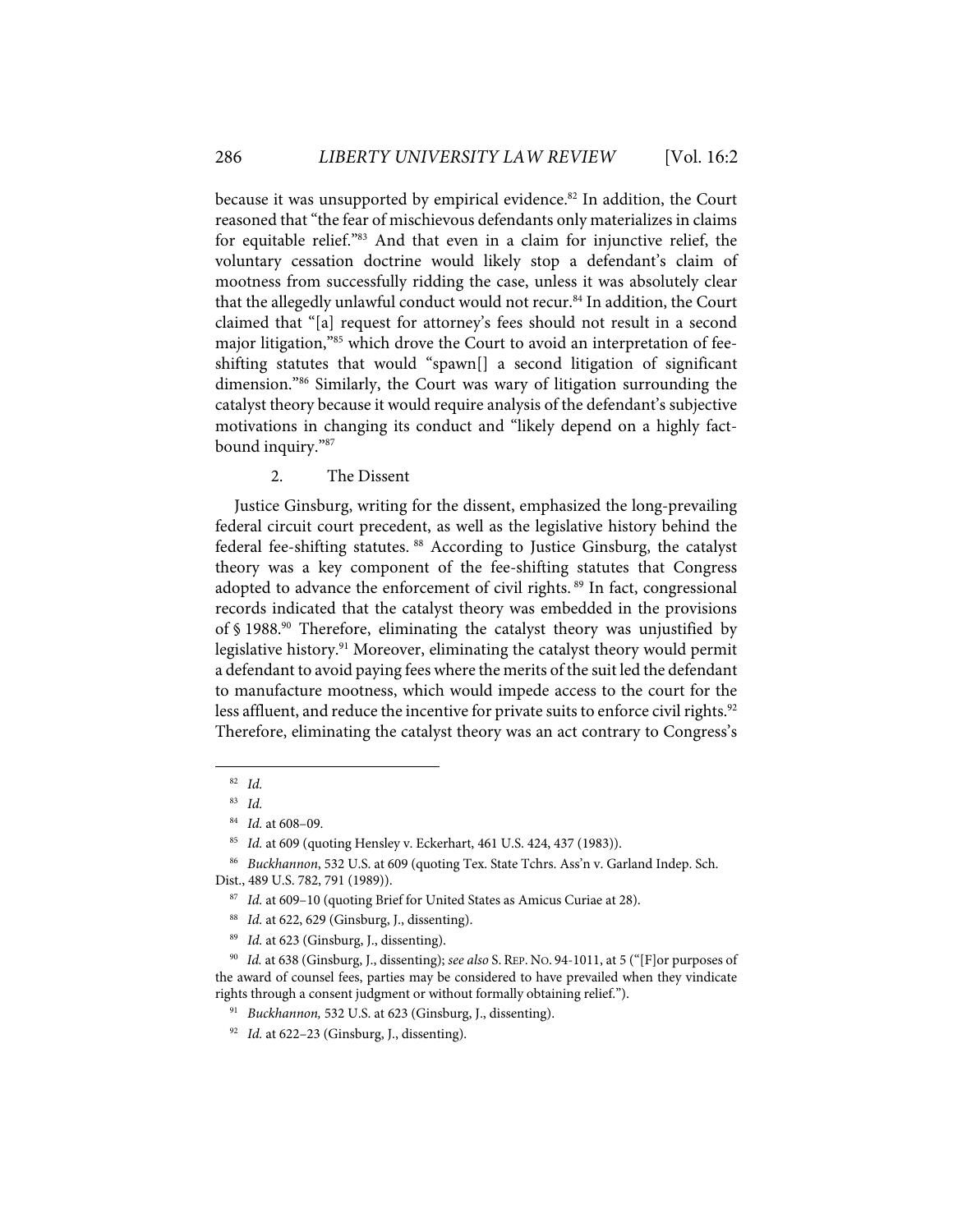because it was unsupported by empirical evidence.[82] In addition, the Court reasoned that "the fear of mischievous defendants only materializes in claims for equitable relief."[83] And that even in a claim for injunctive relief, the voluntary cessation doctrine would likely stop a defendant's claim of mootness from successfully ridding the case, unless it was absolutely clear that the allegedly unlawful conduct would not recur.[84] In addition, the Court claimed that "[a] request for attorney's fees should not result in a second major litigation,"[85] which drove the Court to avoid an interpretation of fee-shifting statutes that would "spawn[] a second litigation of significant dimension."[86] Similarly, the Court was wary of litigation surrounding the catalyst theory because it would require analysis of the defendant's subjective motivations in changing its conduct and "likely depend on a highly fact-bound inquiry."[87]

### 2. The Dissent

Justice Ginsburg, writing for the dissent, emphasized the long-prevailing federal circuit court precedent, as well as the legislative history behind the federal fee-shifting statutes.[88] According to Justice Ginsburg, the catalyst theory was a key component of the fee-shifting statutes that Congress adopted to advance the enforcement of civil rights.[89] In fact, congressional records indicated that the catalyst theory was embedded in the provisions of § 1988.[90] Therefore, eliminating the catalyst theory was unjustified by legislative history.[91] Moreover, eliminating the catalyst theory would permit a defendant to avoid paying fees where the merits of the suit led the defendant to manufacture mootness, which would impede access to the court for the less affluent, and reduce the incentive for private suits to enforce civil rights.[92] Therefore, eliminating the catalyst theory was an act contrary to Congress's

---

[82] *Id.*

[83] *Id.*

[84] *Id.* at 608–09.

[85] *Id.* at 609 (quoting Hensley v. Eckerhart, 461 U.S. 424, 437 (1983)).

[86] *Buckhannon*, 532 U.S. at 609 (quoting Tex. State Tchrs. Ass'n v. Garland Indep. Sch. Dist., 489 U.S. 782, 791 (1989)).

[87] *Id.* at 609–10 (quoting Brief for United States as Amicus Curiae at 28).

[88] *Id.* at 622, 629 (Ginsburg, J., dissenting).

[89] *Id.* at 623 (Ginsburg, J., dissenting).

[90] *Id.* at 638 (Ginsburg, J., dissenting); *see also* S. REP. NO. 94-1011, at 5 ("[F]or purposes of the award of counsel fees, parties may be considered to have prevailed when they vindicate rights through a consent judgment or without formally obtaining relief.").

[91] *Buckhannon,* 532 U.S. at 623 (Ginsburg, J., dissenting).

[92] *Id.* at 622–23 (Ginsburg, J., dissenting).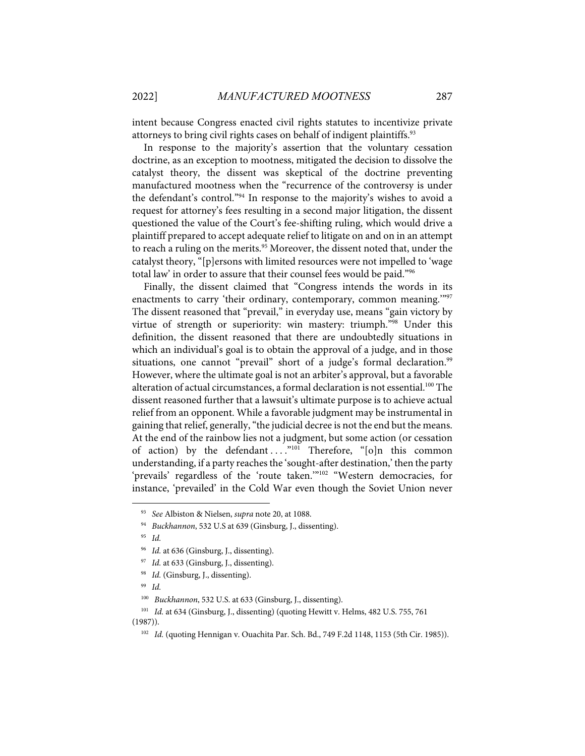intent because Congress enacted civil rights statutes to incentivize private attorneys to bring civil rights cases on behalf of indigent plaintiffs.[93]

In response to the majority's assertion that the voluntary cessation doctrine, as an exception to mootness, mitigated the decision to dissolve the catalyst theory, the dissent was skeptical of the doctrine preventing manufactured mootness when the "recurrence of the controversy is under the defendant's control."[94] In response to the majority's wishes to avoid a request for attorney's fees resulting in a second major litigation, the dissent questioned the value of the Court's fee-shifting ruling, which would drive a plaintiff prepared to accept adequate relief to litigate on and on in an attempt to reach a ruling on the merits.[95] Moreover, the dissent noted that, under the catalyst theory, "[p]ersons with limited resources were not impelled to 'wage total law' in order to assure that their counsel fees would be paid."[96]

Finally, the dissent claimed that "Congress intends the words in its enactments to carry 'their ordinary, contemporary, common meaning.'"[97] The dissent reasoned that "prevail," in everyday use, means "gain victory by virtue of strength or superiority: win mastery: triumph."[98] Under this definition, the dissent reasoned that there are undoubtedly situations in which an individual's goal is to obtain the approval of a judge, and in those situations, one cannot "prevail" short of a judge's formal declaration.[99] However, where the ultimate goal is not an arbiter's approval, but a favorable alteration of actual circumstances, a formal declaration is not essential.[100] The dissent reasoned further that a lawsuit's ultimate purpose is to achieve actual relief from an opponent. While a favorable judgment may be instrumental in gaining that relief, generally, "the judicial decree is not the end but the means. At the end of the rainbow lies not a judgment, but some action (or cessation of action) by the defendant . . . ."[101] Therefore, "[o]n this common understanding, if a party reaches the 'sought-after destination,' then the party 'prevails' regardless of the 'route taken.'"[102] "Western democracies, for instance, 'prevailed' in the Cold War even though the Soviet Union never

---

[93] *See* Albiston & Nielsen, *supra* note 20, at 1088.

[94] *Buckhannon*, 532 U.S at 639 (Ginsburg, J., dissenting).

[95] *Id.*

[96] *Id.* at 636 (Ginsburg, J., dissenting).

[97] *Id.* at 633 (Ginsburg, J., dissenting).

[98] *Id.* (Ginsburg, J., dissenting).

[99] *Id.*

[100] *Buckhannon*, 532 U.S. at 633 (Ginsburg, J., dissenting).

[101] *Id.* at 634 (Ginsburg, J., dissenting) (quoting Hewitt v. Helms, 482 U.S. 755, 761 (1987)).

[102] *Id.* (quoting Hennigan v. Ouachita Par. Sch. Bd., 749 F.2d 1148, 1153 (5th Cir. 1985)).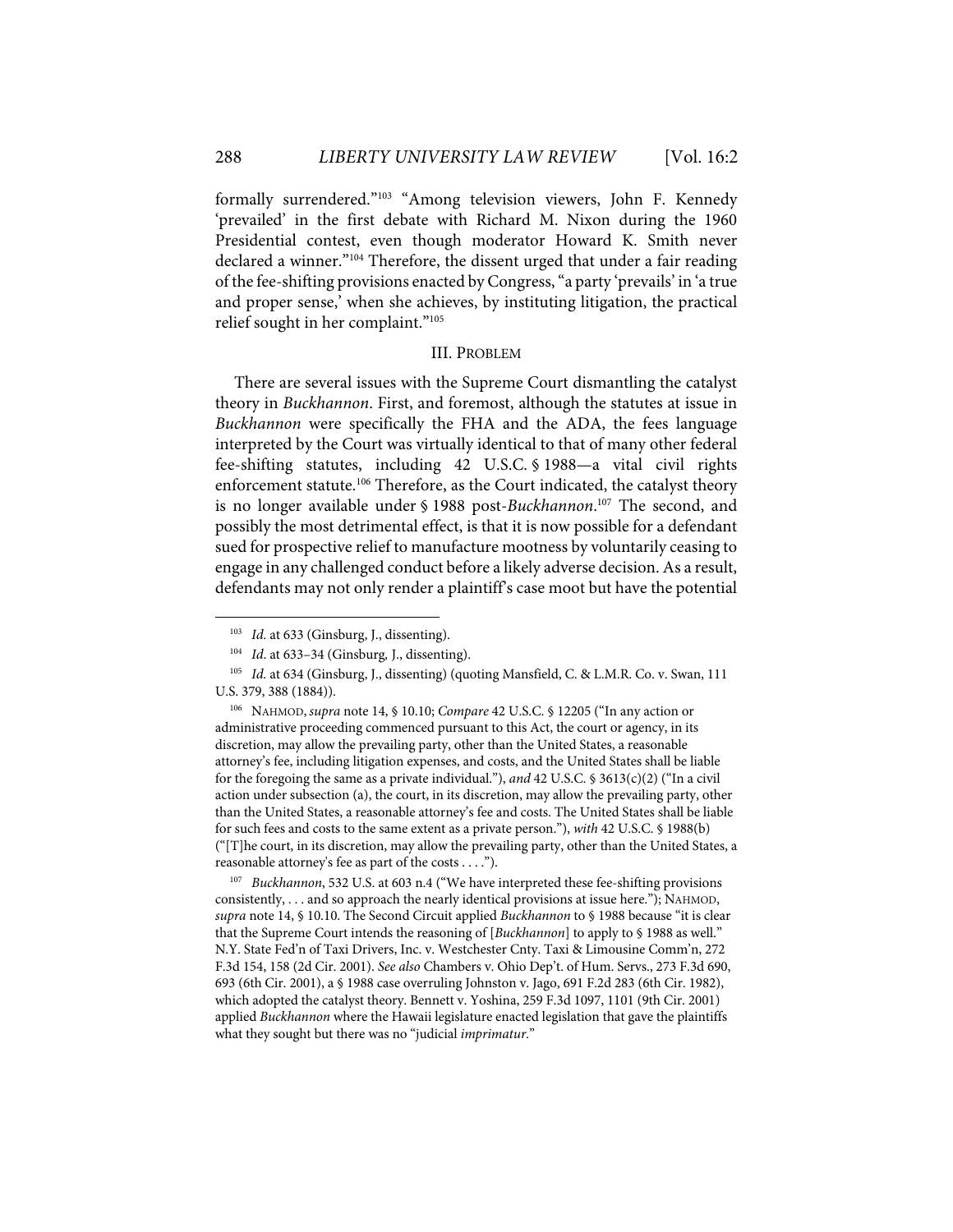formally surrendered."[103] "Among television viewers, John F. Kennedy 'prevailed' in the first debate with Richard M. Nixon during the 1960 Presidential contest, even though moderator Howard K. Smith never declared a winner."[104] Therefore, the dissent urged that under a fair reading of the fee-shifting provisions enacted by Congress, "a party 'prevails' in 'a true and proper sense,' when she achieves, by instituting litigation, the practical relief sought in her complaint."[105]

## III. PROBLEM

There are several issues with the Supreme Court dismantling the catalyst theory in *Buckhannon*. First, and foremost, although the statutes at issue in *Buckhannon* were specifically the FHA and the ADA, the fees language interpreted by the Court was virtually identical to that of many other federal fee-shifting statutes, including 42 U.S.C. § 1988—a vital civil rights enforcement statute.[106] Therefore, as the Court indicated, the catalyst theory is no longer available under § 1988 post-*Buckhannon*.[107] The second, and possibly the most detrimental effect, is that it is now possible for a defendant sued for prospective relief to manufacture mootness by voluntarily ceasing to engage in any challenged conduct before a likely adverse decision. As a result, defendants may not only render a plaintiff's case moot but have the potential

---

[103] *Id.* at 633 (Ginsburg, J., dissenting).

[104] *Id*. at 633–34 (Ginsburg, J., dissenting).

[105] *Id.* at 634 (Ginsburg, J., dissenting) (quoting Mansfield, C. & L.M.R. Co. v. Swan, 111 U.S. 379, 388 (1884)).

[106] NAHMOD, *supra* note 14, § 10.10; *Compare* 42 U.S.C. § 12205 ("In any action or administrative proceeding commenced pursuant to this Act, the court or agency, in its discretion, may allow the prevailing party, other than the United States, a reasonable attorney's fee, including litigation expenses, and costs, and the United States shall be liable for the foregoing the same as a private individual."), *and* 42 U.S.C. § 3613(c)(2) ("In a civil action under subsection (a), the court, in its discretion, may allow the prevailing party, other than the United States, a reasonable attorney's fee and costs. The United States shall be liable for such fees and costs to the same extent as a private person."), *with* 42 U.S.C. § 1988(b) ("[T]he court, in its discretion, may allow the prevailing party, other than the United States, a reasonable attorney's fee as part of the costs . . . .").

[107] *Buckhannon*, 532 U.S. at 603 n.4 ("We have interpreted these fee-shifting provisions consistently, . . . and so approach the nearly identical provisions at issue here."); NAHMOD, *supra* note 14, § 10.10. The Second Circuit applied *Buckhannon* to § 1988 because "it is clear that the Supreme Court intends the reasoning of [*Buckhannon*] to apply to § 1988 as well." N.Y. State Fed'n of Taxi Drivers, Inc. v. Westchester Cnty. Taxi & Limousine Comm'n, 272 F.3d 154, 158 (2d Cir. 2001). *See also* Chambers v. Ohio Dep't. of Hum. Servs., 273 F.3d 690, 693 (6th Cir. 2001), a § 1988 case overruling Johnston v. Jago, 691 F.2d 283 (6th Cir. 1982), which adopted the catalyst theory. Bennett v. Yoshina, 259 F.3d 1097, 1101 (9th Cir. 2001) applied *Buckhannon* where the Hawaii legislature enacted legislation that gave the plaintiffs what they sought but there was no "judicial *imprimatur*."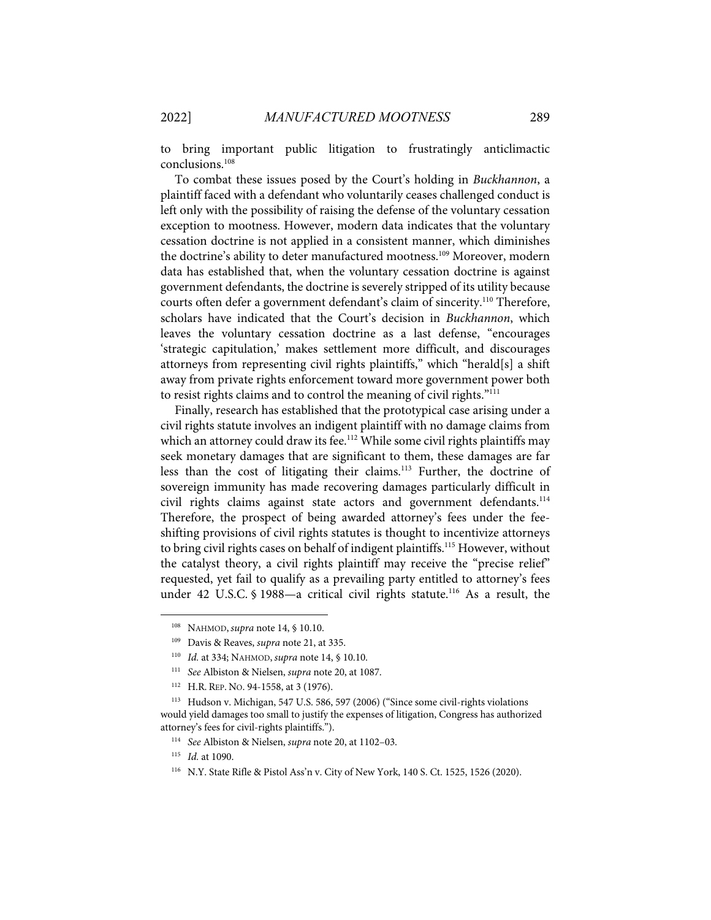to bring important public litigation to frustratingly anticlimactic conclusions.[108]

To combat these issues posed by the Court's holding in *Buckhannon*, a plaintiff faced with a defendant who voluntarily ceases challenged conduct is left only with the possibility of raising the defense of the voluntary cessation exception to mootness. However, modern data indicates that the voluntary cessation doctrine is not applied in a consistent manner, which diminishes the doctrine's ability to deter manufactured mootness.[109] Moreover, modern data has established that, when the voluntary cessation doctrine is against government defendants, the doctrine is severely stripped of its utility because courts often defer a government defendant's claim of sincerity.[110] Therefore, scholars have indicated that the Court's decision in *Buckhannon*, which leaves the voluntary cessation doctrine as a last defense, "encourages 'strategic capitulation,' makes settlement more difficult, and discourages attorneys from representing civil rights plaintiffs," which "herald[s] a shift away from private rights enforcement toward more government power both to resist rights claims and to control the meaning of civil rights."[111]

Finally, research has established that the prototypical case arising under a civil rights statute involves an indigent plaintiff with no damage claims from which an attorney could draw its fee.[112] While some civil rights plaintiffs may seek monetary damages that are significant to them, these damages are far less than the cost of litigating their claims.[113] Further, the doctrine of sovereign immunity has made recovering damages particularly difficult in civil rights claims against state actors and government defendants.[114] Therefore, the prospect of being awarded attorney's fees under the fee-shifting provisions of civil rights statutes is thought to incentivize attorneys to bring civil rights cases on behalf of indigent plaintiffs.[115] However, without the catalyst theory, a civil rights plaintiff may receive the "precise relief" requested, yet fail to qualify as a prevailing party entitled to attorney's fees under 42 U.S.C. § 1988—a critical civil rights statute.[116] As a result, the

---

[108] NAHMOD, *supra* note 14, § 10.10.

[109] Davis & Reaves, *supra* note 21, at 335.

[110] *Id.* at 334; NAHMOD, *supra* note 14, § 10.10.

[111] *See* Albiston & Nielsen, *supra* note 20, at 1087.

[112] H.R. REP. NO. 94-1558, at 3 (1976).

[113] Hudson v. Michigan, 547 U.S. 586, 597 (2006) ("Since some civil-rights violations would yield damages too small to justify the expenses of litigation, Congress has authorized attorney's fees for civil-rights plaintiffs.").

[114] *See* Albiston & Nielsen, *supra* note 20, at 1102–03.

[115] *Id.* at 1090.

[116] N.Y. State Rifle & Pistol Ass'n v. City of New York, 140 S. Ct. 1525, 1526 (2020).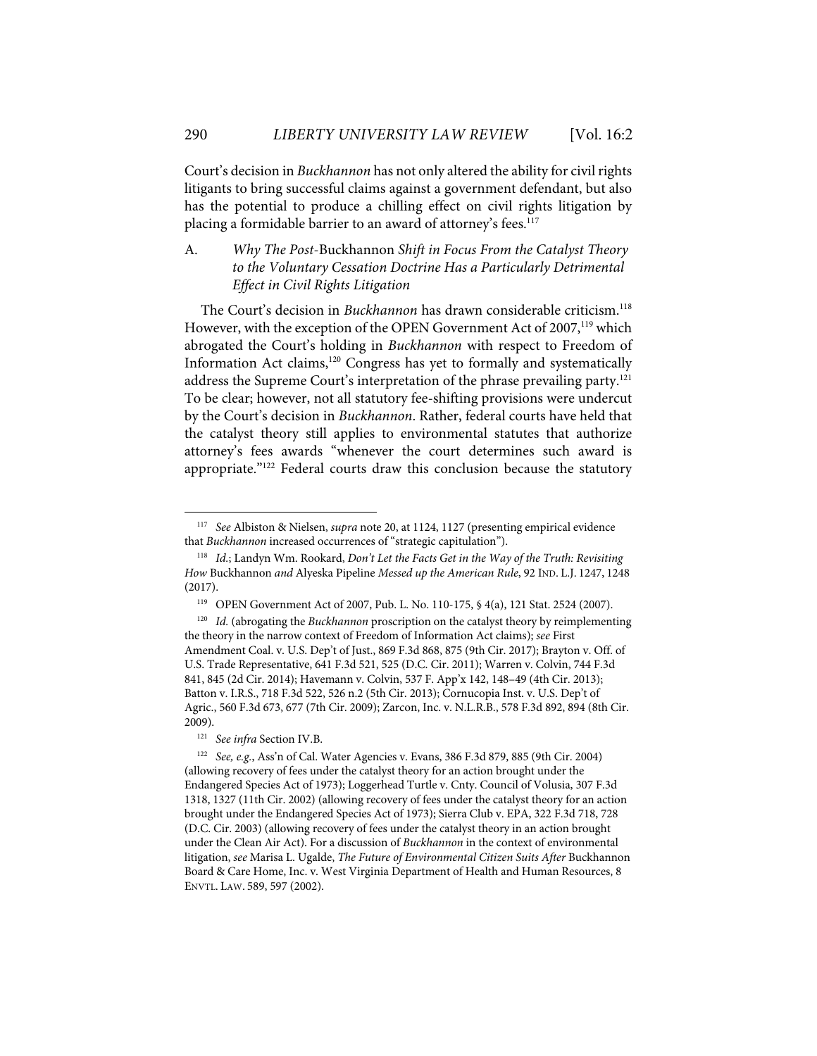Court's decision in *Buckhannon* has not only altered the ability for civil rights litigants to bring successful claims against a government defendant, but also has the potential to produce a chilling effect on civil rights litigation by placing a formidable barrier to an award of attorney's fees.[117]

### A. *Why The Post-*Buckhannon *Shift in Focus From the Catalyst Theory to the Voluntary Cessation Doctrine Has a Particularly Detrimental Effect in Civil Rights Litigation*

The Court's decision in *Buckhannon* has drawn considerable criticism.[118] However, with the exception of the OPEN Government Act of 2007,[119] which abrogated the Court's holding in *Buckhannon* with respect to Freedom of Information Act claims,[120] Congress has yet to formally and systematically address the Supreme Court's interpretation of the phrase prevailing party.[121] To be clear; however, not all statutory fee-shifting provisions were undercut by the Court's decision in *Buckhannon*. Rather, federal courts have held that the catalyst theory still applies to environmental statutes that authorize attorney's fees awards "whenever the court determines such award is appropriate."[122] Federal courts draw this conclusion because the statutory

---

[117] *See* Albiston & Nielsen, *supra* note 20, at 1124, 1127 (presenting empirical evidence that *Buckhannon* increased occurrences of "strategic capitulation").

[118] *Id.*; Landyn Wm. Rookard, *Don't Let the Facts Get in the Way of the Truth: Revisiting How* Buckhannon *and* Alyeska Pipeline *Messed up the American Rule*, 92 IND. L.J. 1247, 1248 (2017).

[119] OPEN Government Act of 2007, Pub. L. No. 110-175, § 4(a), 121 Stat. 2524 (2007).

[120] *Id.* (abrogating the *Buckhannon* proscription on the catalyst theory by reimplementing the theory in the narrow context of Freedom of Information Act claims); *see* First Amendment Coal. v. U.S. Dep't of Just., 869 F.3d 868, 875 (9th Cir. 2017); Brayton v. Off. of U.S. Trade Representative, 641 F.3d 521, 525 (D.C. Cir. 2011); Warren v. Colvin, 744 F.3d 841, 845 (2d Cir. 2014); Havemann v. Colvin, 537 F. App'x 142, 148–49 (4th Cir. 2013); Batton v. I.R.S., 718 F.3d 522, 526 n.2 (5th Cir. 2013); Cornucopia Inst. v. U.S. Dep't of Agric., 560 F.3d 673, 677 (7th Cir. 2009); Zarcon, Inc. v. N.L.R.B., 578 F.3d 892, 894 (8th Cir. 2009).

[121] *See infra* Section IV.B.

[122] *See, e.g.*, Ass'n of Cal. Water Agencies v. Evans, 386 F.3d 879, 885 (9th Cir. 2004) (allowing recovery of fees under the catalyst theory for an action brought under the Endangered Species Act of 1973); Loggerhead Turtle v. Cnty. Council of Volusia, 307 F.3d 1318, 1327 (11th Cir. 2002) (allowing recovery of fees under the catalyst theory for an action brought under the Endangered Species Act of 1973); Sierra Club v. EPA, 322 F.3d 718, 728 (D.C. Cir. 2003) (allowing recovery of fees under the catalyst theory in an action brought under the Clean Air Act). For a discussion of *Buckhannon* in the context of environmental litigation, *see* Marisa L. Ugalde, *The Future of Environmental Citizen Suits After* Buckhannon Board & Care Home, Inc. v. West Virginia Department of Health and Human Resources, 8 ENVTL. LAW. 589, 597 (2002).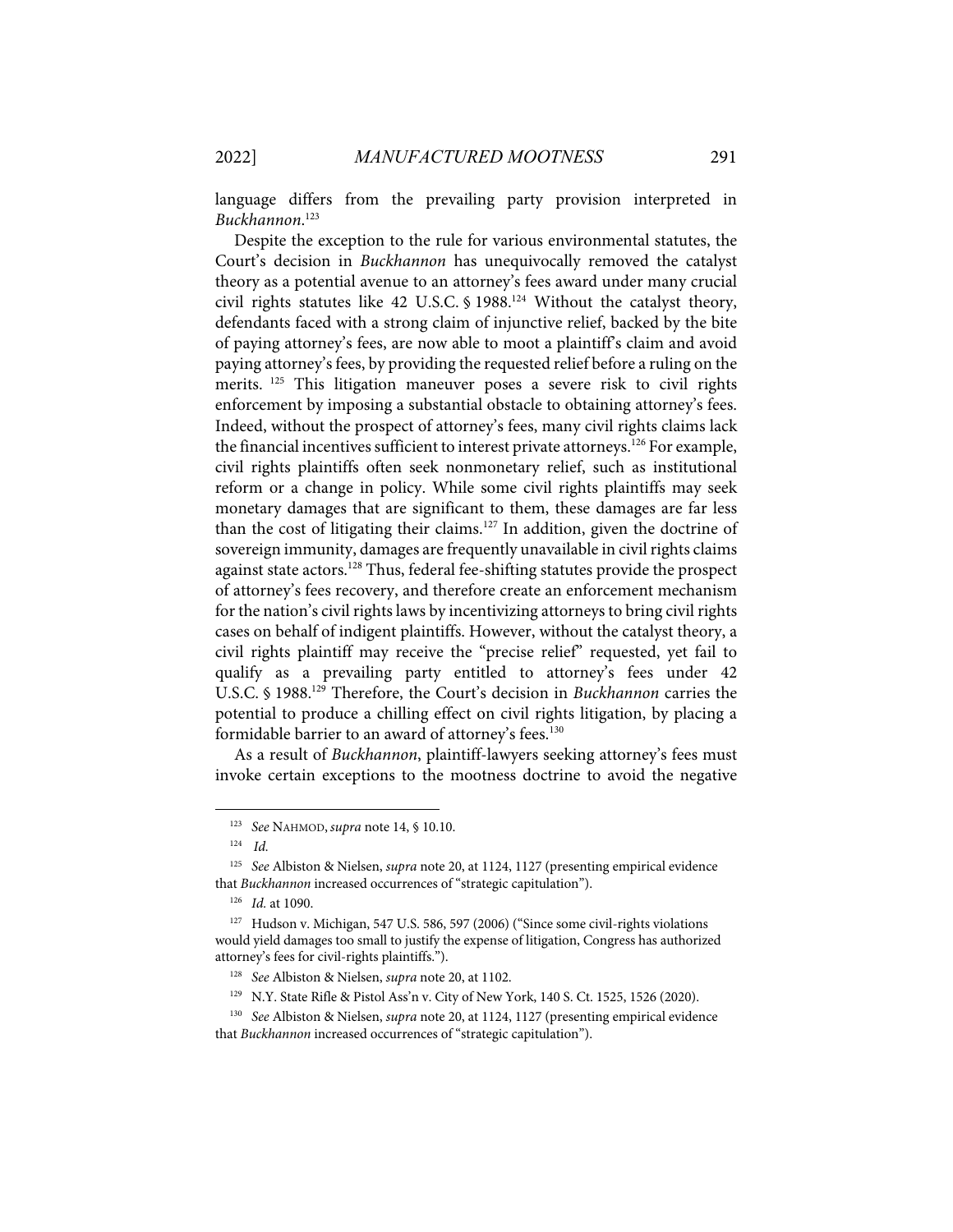language differs from the prevailing party provision interpreted in *Buckhannon*.[123]

Despite the exception to the rule for various environmental statutes, the Court's decision in *Buckhannon* has unequivocally removed the catalyst theory as a potential avenue to an attorney's fees award under many crucial civil rights statutes like 42 U.S.C. § 1988.[124] Without the catalyst theory, defendants faced with a strong claim of injunctive relief, backed by the bite of paying attorney's fees, are now able to moot a plaintiff's claim and avoid paying attorney's fees, by providing the requested relief before a ruling on the merits.[125] This litigation maneuver poses a severe risk to civil rights enforcement by imposing a substantial obstacle to obtaining attorney's fees. Indeed, without the prospect of attorney's fees, many civil rights claims lack the financial incentives sufficient to interest private attorneys.[126] For example, civil rights plaintiffs often seek nonmonetary relief, such as institutional reform or a change in policy. While some civil rights plaintiffs may seek monetary damages that are significant to them, these damages are far less than the cost of litigating their claims.[127] In addition, given the doctrine of sovereign immunity, damages are frequently unavailable in civil rights claims against state actors.[128] Thus, federal fee-shifting statutes provide the prospect of attorney's fees recovery, and therefore create an enforcement mechanism for the nation's civil rights laws by incentivizing attorneys to bring civil rights cases on behalf of indigent plaintiffs. However, without the catalyst theory, a civil rights plaintiff may receive the "precise relief" requested, yet fail to qualify as a prevailing party entitled to attorney's fees under 42 U.S.C. § 1988.[129] Therefore, the Court's decision in *Buckhannon* carries the potential to produce a chilling effect on civil rights litigation, by placing a formidable barrier to an award of attorney's fees.[130]

As a result of *Buckhannon*, plaintiff-lawyers seeking attorney's fees must invoke certain exceptions to the mootness doctrine to avoid the negative

---

[123] *See* NAHMOD, *supra* note 14, § 10.10.

[124] *Id.*

[125] *See* Albiston & Nielsen, *supra* note 20, at 1124, 1127 (presenting empirical evidence that *Buckhannon* increased occurrences of "strategic capitulation").

[126] *Id.* at 1090.

[127] Hudson v. Michigan, 547 U.S. 586, 597 (2006) ("Since some civil-rights violations would yield damages too small to justify the expense of litigation, Congress has authorized attorney's fees for civil-rights plaintiffs.").

[128] *See* Albiston & Nielsen, *supra* note 20, at 1102.

[129] N.Y. State Rifle & Pistol Ass'n v. City of New York, 140 S. Ct. 1525, 1526 (2020).

[130] *See* Albiston & Nielsen, *supra* note 20, at 1124, 1127 (presenting empirical evidence that *Buckhannon* increased occurrences of "strategic capitulation").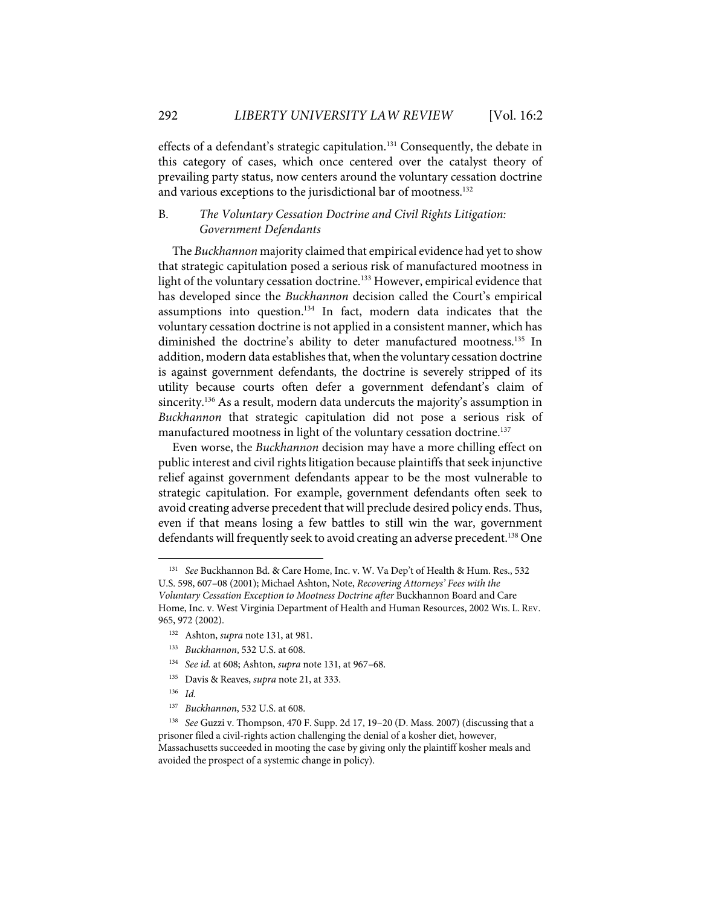effects of a defendant's strategic capitulation.[131] Consequently, the debate in this category of cases, which once centered over the catalyst theory of prevailing party status, now centers around the voluntary cessation doctrine and various exceptions to the jurisdictional bar of mootness.[132]

### B. *The Voluntary Cessation Doctrine and Civil Rights Litigation: Government Defendants*

The *Buckhannon* majority claimed that empirical evidence had yet to show that strategic capitulation posed a serious risk of manufactured mootness in light of the voluntary cessation doctrine.[133] However, empirical evidence that has developed since the *Buckhannon* decision called the Court's empirical assumptions into question.[134] In fact, modern data indicates that the voluntary cessation doctrine is not applied in a consistent manner, which has diminished the doctrine's ability to deter manufactured mootness.[135] In addition, modern data establishes that, when the voluntary cessation doctrine is against government defendants, the doctrine is severely stripped of its utility because courts often defer a government defendant's claim of sincerity.[136] As a result, modern data undercuts the majority's assumption in *Buckhannon* that strategic capitulation did not pose a serious risk of manufactured mootness in light of the voluntary cessation doctrine.[137]

Even worse, the *Buckhannon* decision may have a more chilling effect on public interest and civil rights litigation because plaintiffs that seek injunctive relief against government defendants appear to be the most vulnerable to strategic capitulation. For example, government defendants often seek to avoid creating adverse precedent that will preclude desired policy ends. Thus, even if that means losing a few battles to still win the war, government defendants will frequently seek to avoid creating an adverse precedent.[138] One

---

[131] *See* Buckhannon Bd. & Care Home, Inc. v. W. Va Dep't of Health & Hum. Res., 532 U.S. 598, 607–08 (2001); Michael Ashton, Note, *Recovering Attorneys' Fees with the Voluntary Cessation Exception to Mootness Doctrine after* Buckhannon Board and Care Home, Inc. v. West Virginia Department of Health and Human Resources, 2002 WIS. L. REV. 965, 972 (2002).

[132] Ashton, *supra* note 131, at 981.

[133] *Buckhannon*, 532 U.S. at 608.

[134] *See id.* at 608; Ashton, *supra* note 131, at 967–68.

[135] Davis & Reaves, *supra* note 21, at 333.

[136] *Id.*

[137] *Buckhannon*, 532 U.S. at 608.

[138] *See* Guzzi v. Thompson, 470 F. Supp. 2d 17, 19–20 (D. Mass. 2007) (discussing that a prisoner filed a civil-rights action challenging the denial of a kosher diet, however, Massachusetts succeeded in mooting the case by giving only the plaintiff kosher meals and avoided the prospect of a systemic change in policy).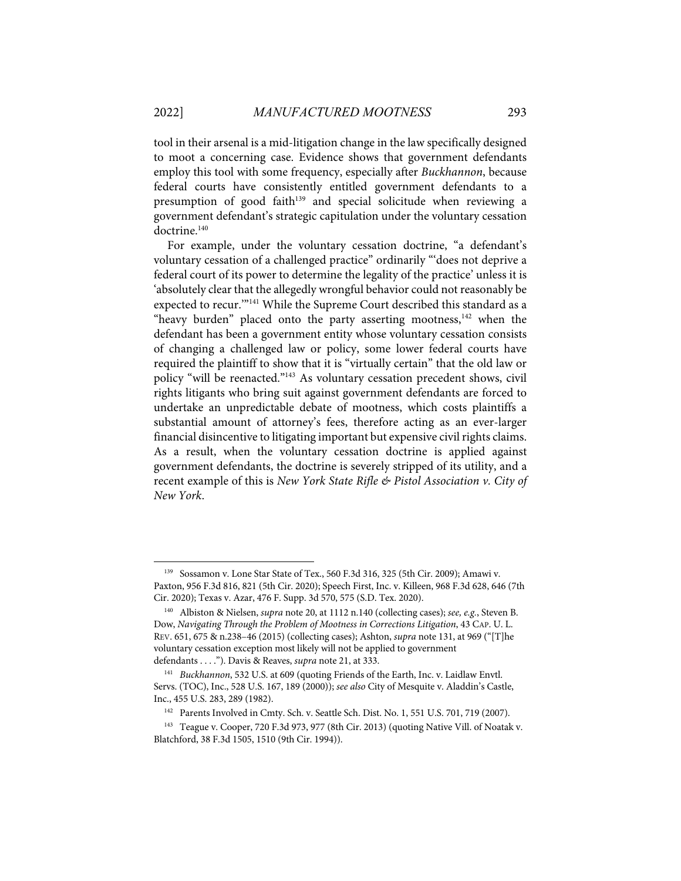tool in their arsenal is a mid-litigation change in the law specifically designed to moot a concerning case. Evidence shows that government defendants employ this tool with some frequency, especially after *Buckhannon*, because federal courts have consistently entitled government defendants to a presumption of good faith[139] and special solicitude when reviewing a government defendant's strategic capitulation under the voluntary cessation doctrine.[140]

For example, under the voluntary cessation doctrine, "a defendant's voluntary cessation of a challenged practice" ordinarily "'does not deprive a federal court of its power to determine the legality of the practice' unless it is 'absolutely clear that the allegedly wrongful behavior could not reasonably be expected to recur.'"[141] While the Supreme Court described this standard as a "heavy burden" placed onto the party asserting mootness,[142] when the defendant has been a government entity whose voluntary cessation consists of changing a challenged law or policy, some lower federal courts have required the plaintiff to show that it is "virtually certain" that the old law or policy "will be reenacted."[143] As voluntary cessation precedent shows, civil rights litigants who bring suit against government defendants are forced to undertake an unpredictable debate of mootness, which costs plaintiffs a substantial amount of attorney's fees, therefore acting as an ever-larger financial disincentive to litigating important but expensive civil rights claims. As a result, when the voluntary cessation doctrine is applied against government defendants, the doctrine is severely stripped of its utility, and a recent example of this is *New York State Rifle & Pistol Association v. City of New York*.

---

[139] Sossamon v. Lone Star State of Tex., 560 F.3d 316, 325 (5th Cir. 2009); Amawi v. Paxton, 956 F.3d 816, 821 (5th Cir. 2020); Speech First, Inc. v. Killeen, 968 F.3d 628, 646 (7th Cir. 2020); Texas v. Azar, 476 F. Supp. 3d 570, 575 (S.D. Tex. 2020).

[140] Albiston & Nielsen, *supra* note 20, at 1112 n.140 (collecting cases); *see, e.g.*, Steven B. Dow, *Navigating Through the Problem of Mootness in Corrections Litigation*, 43 CAP. U. L. REV. 651, 675 & n.238–46 (2015) (collecting cases); Ashton, *supra* note 131, at 969 ("[T]he voluntary cessation exception most likely will not be applied to government defendants . . . ."). Davis & Reaves, *supra* note 21, at 333.

[141] *Buckhannon*, 532 U.S. at 609 (quoting Friends of the Earth, Inc. v. Laidlaw Envtl. Servs. (TOC), Inc., 528 U.S. 167, 189 (2000)); *see also* City of Mesquite v. Aladdin's Castle, Inc., 455 U.S. 283, 289 (1982).

[142] Parents Involved in Cmty. Sch. v. Seattle Sch. Dist. No. 1, 551 U.S. 701, 719 (2007).

[143] Teague v. Cooper, 720 F.3d 973, 977 (8th Cir. 2013) (quoting Native Vill. of Noatak v. Blatchford, 38 F.3d 1505, 1510 (9th Cir. 1994)).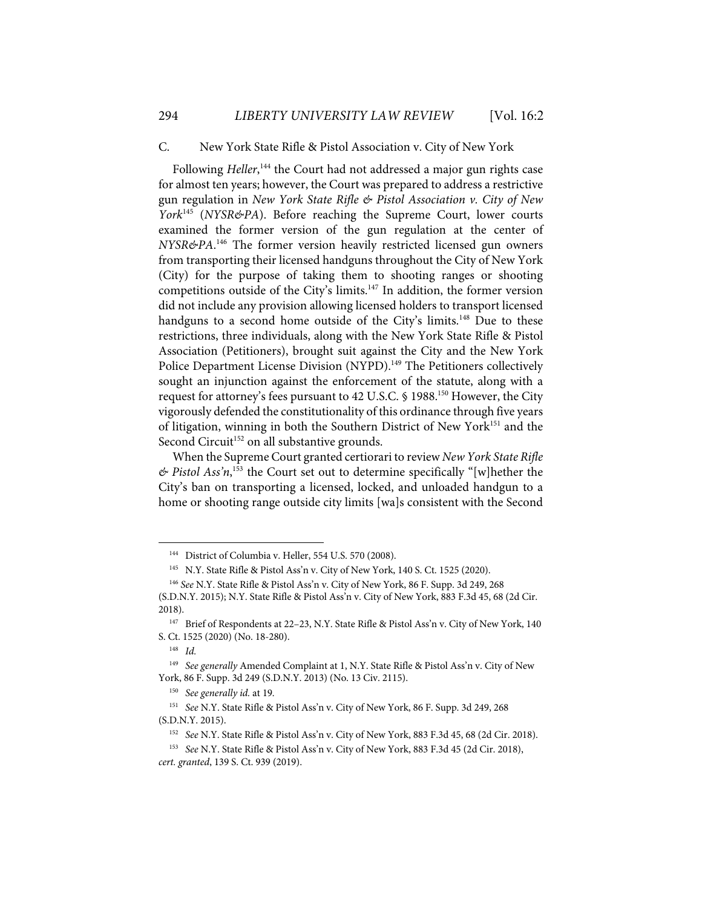### C. New York State Rifle & Pistol Association v. City of New York

Following *Heller*,[144] the Court had not addressed a major gun rights case for almost ten years; however, the Court was prepared to address a restrictive gun regulation in *New York State Rifle & Pistol Association v. City of New York*[145] (*NYSR&PA*). Before reaching the Supreme Court, lower courts examined the former version of the gun regulation at the center of *NYSR&PA*.[146] The former version heavily restricted licensed gun owners from transporting their licensed handguns throughout the City of New York (City) for the purpose of taking them to shooting ranges or shooting competitions outside of the City's limits.[147] In addition, the former version did not include any provision allowing licensed holders to transport licensed handguns to a second home outside of the City's limits.[148] Due to these restrictions, three individuals, along with the New York State Rifle & Pistol Association (Petitioners), brought suit against the City and the New York Police Department License Division (NYPD).[149] The Petitioners collectively sought an injunction against the enforcement of the statute, along with a request for attorney's fees pursuant to 42 U.S.C. § 1988.[150] However, the City vigorously defended the constitutionality of this ordinance through five years of litigation, winning in both the Southern District of New York[151] and the Second Circuit[152] on all substantive grounds.

When the Supreme Court granted certiorari to review *New York State Rifle & Pistol Ass'n*,[153] the Court set out to determine specifically "[w]hether the City's ban on transporting a licensed, locked, and unloaded handgun to a home or shooting range outside city limits [wa]s consistent with the Second

---

[144] District of Columbia v. Heller, 554 U.S. 570 (2008).

[145] N.Y. State Rifle & Pistol Ass'n v. City of New York, 140 S. Ct. 1525 (2020).

[146] *See* N.Y. State Rifle & Pistol Ass'n v. City of New York, 86 F. Supp. 3d 249, 268 (S.D.N.Y. 2015); N.Y. State Rifle & Pistol Ass'n v. City of New York, 883 F.3d 45, 68 (2d Cir. 2018).

[147] Brief of Respondents at 22–23, N.Y. State Rifle & Pistol Ass'n v. City of New York, 140 S. Ct. 1525 (2020) (No. 18-280).

[148] *Id.*

[149] *See generally* Amended Complaint at 1, N.Y. State Rifle & Pistol Ass'n v. City of New York, 86 F. Supp. 3d 249 (S.D.N.Y. 2013) (No. 13 Civ. 2115).

[150] *See generally id.* at 19.

[151] *See* N.Y. State Rifle & Pistol Ass'n v. City of New York, 86 F. Supp. 3d 249, 268 (S.D.N.Y. 2015).

[152] *See* N.Y. State Rifle & Pistol Ass'n v. City of New York, 883 F.3d 45, 68 (2d Cir. 2018).

[153] *See* N.Y. State Rifle & Pistol Ass'n v. City of New York, 883 F.3d 45 (2d Cir. 2018), *cert. granted*, 139 S. Ct. 939 (2019).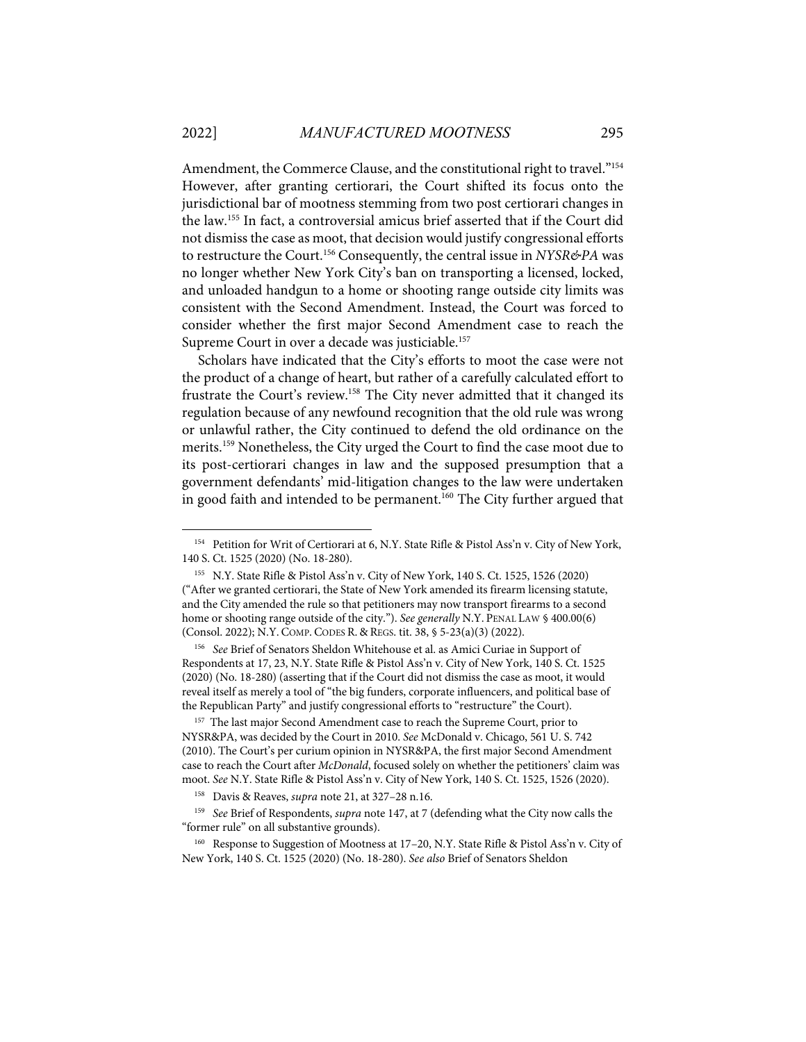Amendment, the Commerce Clause, and the constitutional right to travel."[154] However, after granting certiorari, the Court shifted its focus onto the jurisdictional bar of mootness stemming from two post certiorari changes in the law.[155] In fact, a controversial amicus brief asserted that if the Court did not dismiss the case as moot, that decision would justify congressional efforts to restructure the Court.[156] Consequently, the central issue in *NYSR&PA* was no longer whether New York City's ban on transporting a licensed, locked, and unloaded handgun to a home or shooting range outside city limits was consistent with the Second Amendment. Instead, the Court was forced to consider whether the first major Second Amendment case to reach the Supreme Court in over a decade was justiciable.[157]

Scholars have indicated that the City's efforts to moot the case were not the product of a change of heart, but rather of a carefully calculated effort to frustrate the Court's review.[158] The City never admitted that it changed its regulation because of any newfound recognition that the old rule was wrong or unlawful rather, the City continued to defend the old ordinance on the merits.[159] Nonetheless, the City urged the Court to find the case moot due to its post-certiorari changes in law and the supposed presumption that a government defendants' mid-litigation changes to the law were undertaken in good faith and intended to be permanent.[160] The City further argued that

---

[154] Petition for Writ of Certiorari at 6, N.Y. State Rifle & Pistol Ass'n v. City of New York, 140 S. Ct. 1525 (2020) (No. 18-280).

[155] N.Y. State Rifle & Pistol Ass'n v. City of New York, 140 S. Ct. 1525, 1526 (2020) ("After we granted certiorari, the State of New York amended its firearm licensing statute, and the City amended the rule so that petitioners may now transport firearms to a second home or shooting range outside of the city."). *See generally* N.Y. PENAL LAW § 400.00(6) (Consol. 2022); N.Y. COMP. CODES R. & REGS. tit. 38, § 5-23(a)(3) (2022).

[156] *See* Brief of Senators Sheldon Whitehouse et al. as Amici Curiae in Support of Respondents at 17, 23, N.Y. State Rifle & Pistol Ass'n v. City of New York, 140 S. Ct. 1525 (2020) (No. 18-280) (asserting that if the Court did not dismiss the case as moot, it would reveal itself as merely a tool of "the big funders, corporate influencers, and political base of the Republican Party" and justify congressional efforts to "restructure" the Court).

[157] The last major Second Amendment case to reach the Supreme Court, prior to NYSR&PA, was decided by the Court in 2010. *See* McDonald v. Chicago, 561 U. S. 742 (2010). The Court's per curium opinion in NYSR&PA, the first major Second Amendment case to reach the Court after *McDonald*, focused solely on whether the petitioners' claim was moot. *See* N.Y. State Rifle & Pistol Ass'n v. City of New York, 140 S. Ct. 1525, 1526 (2020).

[158] Davis & Reaves, *supra* note 21, at 327–28 n.16.

[159] *See* Brief of Respondents, *supra* note 147, at 7 (defending what the City now calls the "former rule" on all substantive grounds).

[160] Response to Suggestion of Mootness at 17–20, N.Y. State Rifle & Pistol Ass'n v. City of New York, 140 S. Ct. 1525 (2020) (No. 18-280). *See also* Brief of Senators Sheldon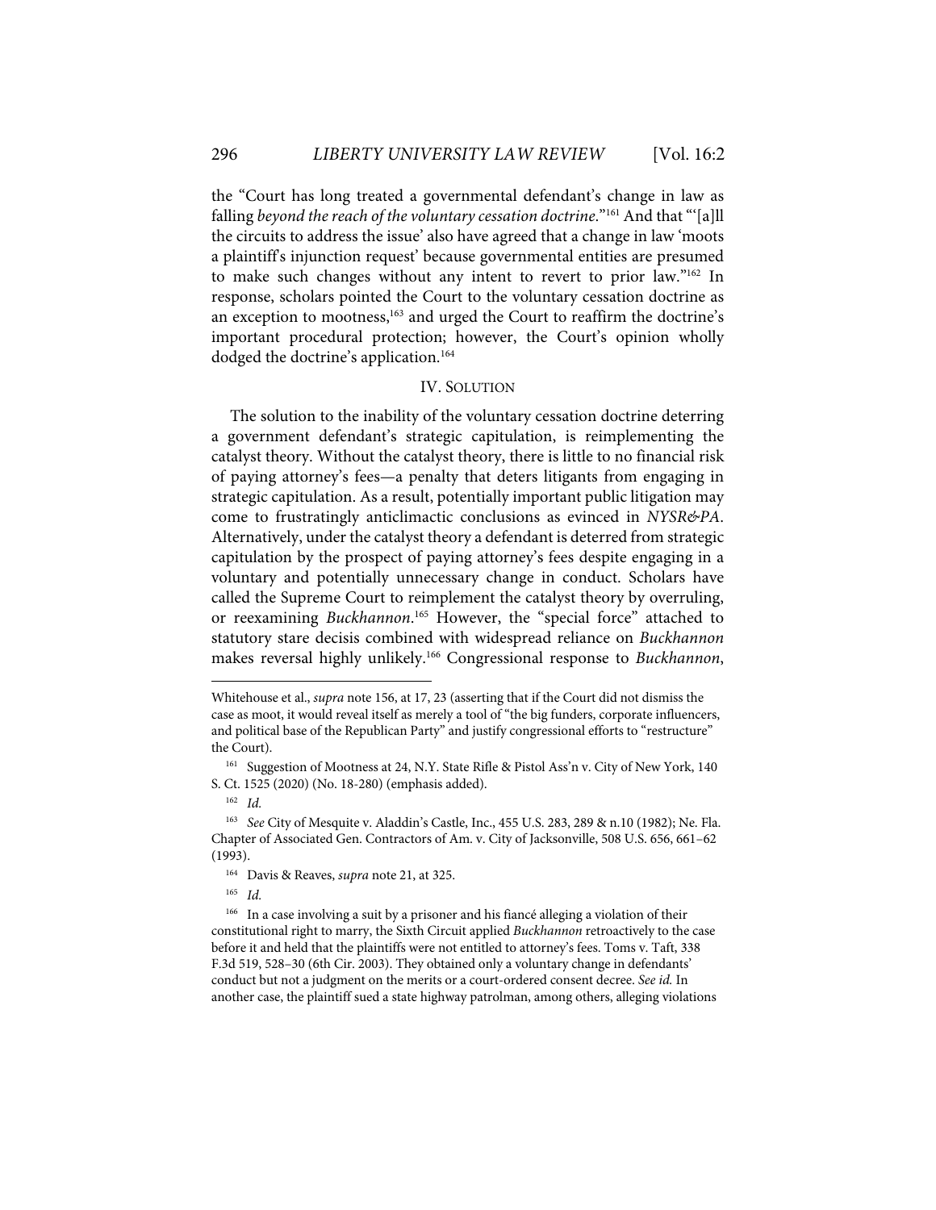the "Court has long treated a governmental defendant's change in law as falling *beyond the reach of the voluntary cessation doctrine*."[161] And that "'[a]ll the circuits to address the issue' also have agreed that a change in law 'moots a plaintiff's injunction request' because governmental entities are presumed to make such changes without any intent to revert to prior law."[162] In response, scholars pointed the Court to the voluntary cessation doctrine as an exception to mootness,[163] and urged the Court to reaffirm the doctrine's important procedural protection; however, the Court's opinion wholly dodged the doctrine's application.[164]

## IV. SOLUTION

The solution to the inability of the voluntary cessation doctrine deterring a government defendant's strategic capitulation, is reimplementing the catalyst theory. Without the catalyst theory, there is little to no financial risk of paying attorney's fees—a penalty that deters litigants from engaging in strategic capitulation. As a result, potentially important public litigation may come to frustratingly anticlimactic conclusions as evinced in *NYSR&PA*. Alternatively, under the catalyst theory a defendant is deterred from strategic capitulation by the prospect of paying attorney's fees despite engaging in a voluntary and potentially unnecessary change in conduct. Scholars have called the Supreme Court to reimplement the catalyst theory by overruling, or reexamining *Buckhannon*.[165] However, the "special force" attached to statutory stare decisis combined with widespread reliance on *Buckhannon* makes reversal highly unlikely.[166] Congressional response to *Buckhannon*,

---

Whitehouse et al., *supra* note 156, at 17, 23 (asserting that if the Court did not dismiss the case as moot, it would reveal itself as merely a tool of "the big funders, corporate influencers, and political base of the Republican Party" and justify congressional efforts to "restructure" the Court).

[161] Suggestion of Mootness at 24, N.Y. State Rifle & Pistol Ass'n v. City of New York, 140 S. Ct. 1525 (2020) (No. 18-280) (emphasis added).

[162] *Id.*

[163] *See* City of Mesquite v. Aladdin's Castle, Inc., 455 U.S. 283, 289 & n.10 (1982); Ne. Fla. Chapter of Associated Gen. Contractors of Am. v. City of Jacksonville, 508 U.S. 656, 661–62 (1993).

[164] Davis & Reaves, *supra* note 21, at 325.

[165] *Id.*

[166] In a case involving a suit by a prisoner and his fiancé alleging a violation of their constitutional right to marry, the Sixth Circuit applied *Buckhannon* retroactively to the case before it and held that the plaintiffs were not entitled to attorney's fees. Toms v. Taft, 338 F.3d 519, 528–30 (6th Cir. 2003). They obtained only a voluntary change in defendants' conduct but not a judgment on the merits or a court-ordered consent decree. *See id.* In another case, the plaintiff sued a state highway patrolman, among others, alleging violations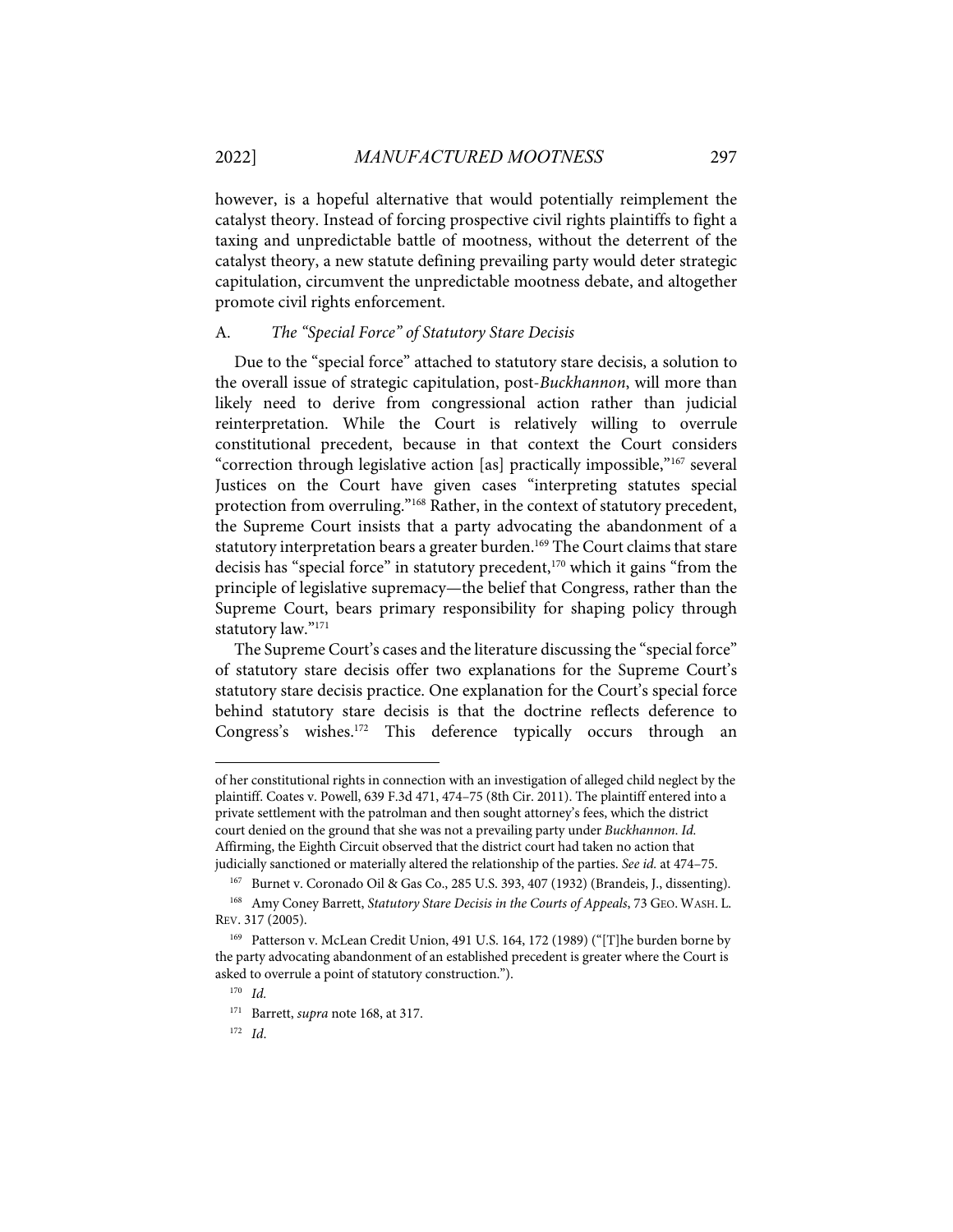however, is a hopeful alternative that would potentially reimplement the catalyst theory. Instead of forcing prospective civil rights plaintiffs to fight a taxing and unpredictable battle of mootness, without the deterrent of the catalyst theory, a new statute defining prevailing party would deter strategic capitulation, circumvent the unpredictable mootness debate, and altogether promote civil rights enforcement.

### A. *The "Special Force" of Statutory Stare Decisis*

Due to the "special force" attached to statutory stare decisis, a solution to the overall issue of strategic capitulation, post-*Buckhannon*, will more than likely need to derive from congressional action rather than judicial reinterpretation. While the Court is relatively willing to overrule constitutional precedent, because in that context the Court considers "correction through legislative action [as] practically impossible,"[167] several Justices on the Court have given cases "interpreting statutes special protection from overruling."[168] Rather, in the context of statutory precedent, the Supreme Court insists that a party advocating the abandonment of a statutory interpretation bears a greater burden.[169] The Court claims that stare decisis has "special force" in statutory precedent,[170] which it gains "from the principle of legislative supremacy—the belief that Congress, rather than the Supreme Court, bears primary responsibility for shaping policy through statutory law."[171]

The Supreme Court's cases and the literature discussing the "special force" of statutory stare decisis offer two explanations for the Supreme Court's statutory stare decisis practice. One explanation for the Court's special force behind statutory stare decisis is that the doctrine reflects deference to Congress's wishes.[172] This deference typically occurs through an

---

of her constitutional rights in connection with an investigation of alleged child neglect by the plaintiff. Coates v. Powell, 639 F.3d 471, 474–75 (8th Cir. 2011). The plaintiff entered into a private settlement with the patrolman and then sought attorney's fees, which the district court denied on the ground that she was not a prevailing party under *Buckhannon*. *Id.* Affirming, the Eighth Circuit observed that the district court had taken no action that judicially sanctioned or materially altered the relationship of the parties. *See id.* at 474–75.

[167] Burnet v. Coronado Oil & Gas Co., 285 U.S. 393, 407 (1932) (Brandeis, J., dissenting).

[168] Amy Coney Barrett, *Statutory Stare Decisis in the Courts of Appeals*, 73 GEO. WASH. L. REV. 317 (2005).

[169] Patterson v. McLean Credit Union, 491 U.S. 164, 172 (1989) ("[T]he burden borne by the party advocating abandonment of an established precedent is greater where the Court is asked to overrule a point of statutory construction.").

[170] *Id.*

[171] Barrett, *supra* note 168, at 317.

[172] *Id.*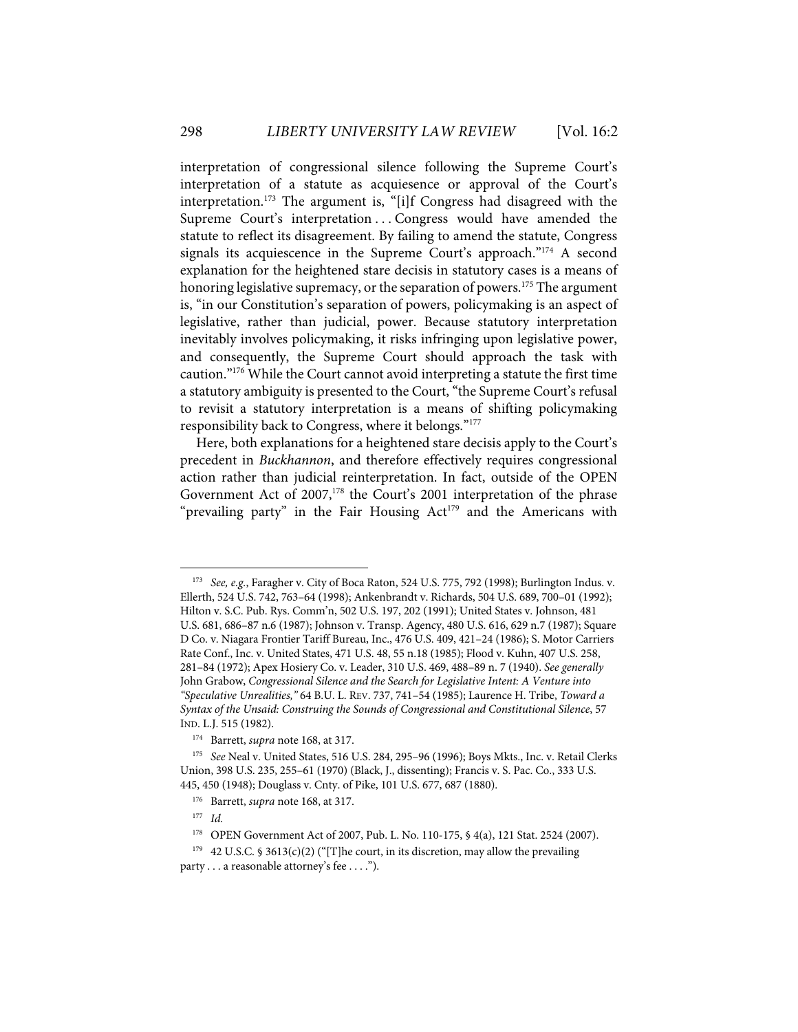interpretation of congressional silence following the Supreme Court's interpretation of a statute as acquiesence or approval of the Court's interpretation.[173] The argument is, "[i]f Congress had disagreed with the Supreme Court's interpretation . . . Congress would have amended the statute to reflect its disagreement. By failing to amend the statute, Congress signals its acquiescence in the Supreme Court's approach."[174] A second explanation for the heightened stare decisis in statutory cases is a means of honoring legislative supremacy, or the separation of powers.[175] The argument is, "in our Constitution's separation of powers, policymaking is an aspect of legislative, rather than judicial, power. Because statutory interpretation inevitably involves policymaking, it risks infringing upon legislative power, and consequently, the Supreme Court should approach the task with caution."[176] While the Court cannot avoid interpreting a statute the first time a statutory ambiguity is presented to the Court, "the Supreme Court's refusal to revisit a statutory interpretation is a means of shifting policymaking responsibility back to Congress, where it belongs."[177]

Here, both explanations for a heightened stare decisis apply to the Court's precedent in *Buckhannon*, and therefore effectively requires congressional action rather than judicial reinterpretation. In fact, outside of the OPEN Government Act of 2007,[178] the Court's 2001 interpretation of the phrase "prevailing party" in the Fair Housing Act[179] and the Americans with

---

[173] *See, e.g.*, Faragher v. City of Boca Raton, 524 U.S. 775, 792 (1998); Burlington Indus. v. Ellerth, 524 U.S. 742, 763–64 (1998); Ankenbrandt v. Richards, 504 U.S. 689, 700–01 (1992); Hilton v. S.C. Pub. Rys. Comm'n, 502 U.S. 197, 202 (1991); United States v. Johnson, 481 U.S. 681, 686–87 n.6 (1987); Johnson v. Transp. Agency, 480 U.S. 616, 629 n.7 (1987); Square D Co. v. Niagara Frontier Tariff Bureau, Inc., 476 U.S. 409, 421–24 (1986); S. Motor Carriers Rate Conf., Inc. v. United States, 471 U.S. 48, 55 n.18 (1985); Flood v. Kuhn, 407 U.S. 258, 281–84 (1972); Apex Hosiery Co. v. Leader, 310 U.S. 469, 488–89 n. 7 (1940). *See generally* John Grabow, *Congressional Silence and the Search for Legislative Intent: A Venture into "Speculative Unrealities,"* 64 B.U. L. REV. 737, 741–54 (1985); Laurence H. Tribe, *Toward a Syntax of the Unsaid: Construing the Sounds of Congressional and Constitutional Silence*, 57 IND. L.J. 515 (1982).

[174] Barrett, *supra* note 168, at 317.

[175] *See* Neal v. United States, 516 U.S. 284, 295–96 (1996); Boys Mkts., Inc. v. Retail Clerks Union, 398 U.S. 235, 255–61 (1970) (Black, J., dissenting); Francis v. S. Pac. Co., 333 U.S. 445, 450 (1948); Douglass v. Cnty. of Pike, 101 U.S. 677, 687 (1880).

[176] Barrett, *supra* note 168, at 317.

[177] *Id.*

[178] OPEN Government Act of 2007, Pub. L. No. 110-175, § 4(a), 121 Stat. 2524 (2007).

[179] 42 U.S.C. § 3613(c)(2) ("[T]he court, in its discretion, may allow the prevailing party . . . a reasonable attorney's fee . . . .").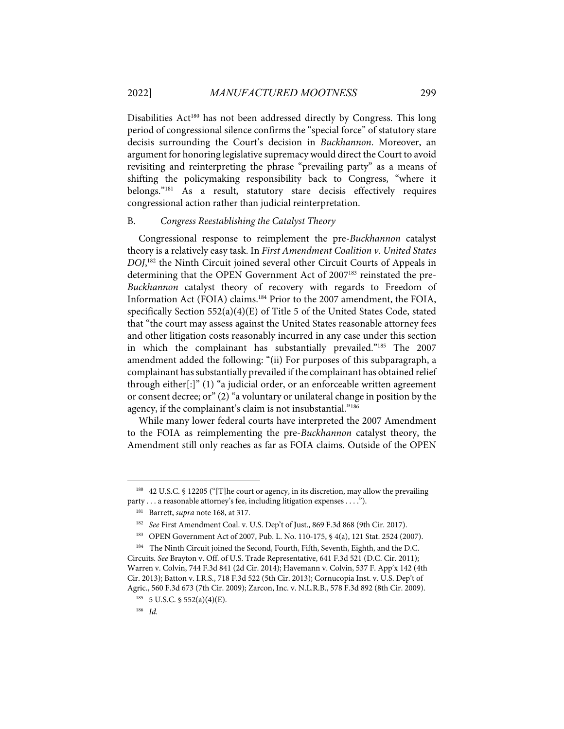Disabilities Act[180] has not been addressed directly by Congress. This long period of congressional silence confirms the "special force" of statutory stare decisis surrounding the Court's decision in *Buckhannon*. Moreover, an argument for honoring legislative supremacy would direct the Court to avoid revisiting and reinterpreting the phrase "prevailing party" as a means of shifting the policymaking responsibility back to Congress, "where it belongs."[181] As a result, statutory stare decisis effectively requires congressional action rather than judicial reinterpretation.

## B. *Congress Reestablishing the Catalyst Theory*

Congressional response to reimplement the pre-*Buckhannon* catalyst theory is a relatively easy task. In *First Amendment Coalition v. United States DOJ*,[182] the Ninth Circuit joined several other Circuit Courts of Appeals in determining that the OPEN Government Act of 2007[183] reinstated the pre-*Buckhannon* catalyst theory of recovery with regards to Freedom of Information Act (FOIA) claims.[184] Prior to the 2007 amendment, the FOIA, specifically Section 552(a)(4)(E) of Title 5 of the United States Code, stated that "the court may assess against the United States reasonable attorney fees and other litigation costs reasonably incurred in any case under this section in which the complainant has substantially prevailed."[185] The 2007 amendment added the following: "(ii) For purposes of this subparagraph, a complainant has substantially prevailed if the complainant has obtained relief through either[:]" (1) "a judicial order, or an enforceable written agreement or consent decree; or" (2) "a voluntary or unilateral change in position by the agency, if the complainant's claim is not insubstantial."[186]

While many lower federal courts have interpreted the 2007 Amendment to the FOIA as reimplementing the pre-*Buckhannon* catalyst theory, the Amendment still only reaches as far as FOIA claims. Outside of the OPEN

---

[180] 42 U.S.C. § 12205 ("[T]he court or agency, in its discretion, may allow the prevailing party . . . a reasonable attorney's fee, including litigation expenses . . . .").

[181] Barrett, *supra* note 168, at 317.

[182] *See* First Amendment Coal. v. U.S. Dep't of Just., 869 F.3d 868 (9th Cir. 2017).

[183] OPEN Government Act of 2007, Pub. L. No. 110-175, § 4(a), 121 Stat. 2524 (2007).

[184] The Ninth Circuit joined the Second, Fourth, Fifth, Seventh, Eighth, and the D.C. Circuits. *See* Brayton v. Off. of U.S. Trade Representative, 641 F.3d 521 (D.C. Cir. 2011); Warren v. Colvin, 744 F.3d 841 (2d Cir. 2014); Havemann v. Colvin, 537 F. App'x 142 (4th Cir. 2013); Batton v. I.R.S., 718 F.3d 522 (5th Cir. 2013); Cornucopia Inst. v. U.S. Dep't of Agric., 560 F.3d 673 (7th Cir. 2009); Zarcon, Inc. v. N.L.R.B., 578 F.3d 892 (8th Cir. 2009).

[185] 5 U.S.C. § 552(a)(4)(E).

[186] *Id.*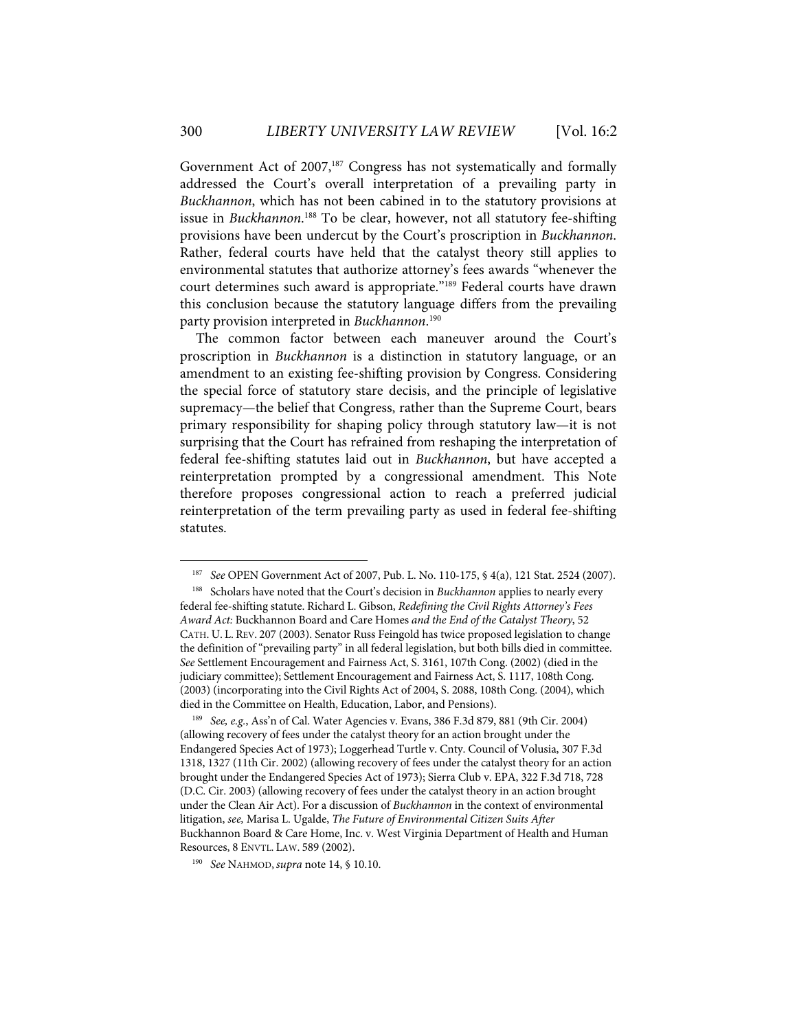Government Act of 2007,[187] Congress has not systematically and formally addressed the Court's overall interpretation of a prevailing party in *Buckhannon*, which has not been cabined in to the statutory provisions at issue in *Buckhannon*.[188] To be clear, however, not all statutory fee-shifting provisions have been undercut by the Court's proscription in *Buckhannon*. Rather, federal courts have held that the catalyst theory still applies to environmental statutes that authorize attorney's fees awards "whenever the court determines such award is appropriate."[189] Federal courts have drawn this conclusion because the statutory language differs from the prevailing party provision interpreted in *Buckhannon*.[190]

The common factor between each maneuver around the Court's proscription in *Buckhannon* is a distinction in statutory language, or an amendment to an existing fee-shifting provision by Congress. Considering the special force of statutory stare decisis, and the principle of legislative supremacy—the belief that Congress, rather than the Supreme Court, bears primary responsibility for shaping policy through statutory law—it is not surprising that the Court has refrained from reshaping the interpretation of federal fee-shifting statutes laid out in *Buckhannon*, but have accepted a reinterpretation prompted by a congressional amendment. This Note therefore proposes congressional action to reach a preferred judicial reinterpretation of the term prevailing party as used in federal fee-shifting statutes.

---

[187] *See* OPEN Government Act of 2007, Pub. L. No. 110-175, § 4(a), 121 Stat. 2524 (2007).

[188] Scholars have noted that the Court's decision in *Buckhannon* applies to nearly every federal fee-shifting statute. Richard L. Gibson, *Redefining the Civil Rights Attorney's Fees Award Act:* Buckhannon Board and Care Homes *and the End of the Catalyst Theory*, 52 CATH. U. L. REV. 207 (2003). Senator Russ Feingold has twice proposed legislation to change the definition of "prevailing party" in all federal legislation, but both bills died in committee. *See* Settlement Encouragement and Fairness Act, S. 3161, 107th Cong. (2002) (died in the judiciary committee); Settlement Encouragement and Fairness Act, S. 1117, 108th Cong. (2003) (incorporating into the Civil Rights Act of 2004, S. 2088, 108th Cong. (2004), which died in the Committee on Health, Education, Labor, and Pensions).

[189] *See, e.g.*, Ass'n of Cal. Water Agencies v. Evans, 386 F.3d 879, 881 (9th Cir. 2004) (allowing recovery of fees under the catalyst theory for an action brought under the Endangered Species Act of 1973); Loggerhead Turtle v. Cnty. Council of Volusia, 307 F.3d 1318, 1327 (11th Cir. 2002) (allowing recovery of fees under the catalyst theory for an action brought under the Endangered Species Act of 1973); Sierra Club v. EPA, 322 F.3d 718, 728 (D.C. Cir. 2003) (allowing recovery of fees under the catalyst theory in an action brought under the Clean Air Act). For a discussion of *Buckhannon* in the context of environmental litigation, *see,* Marisa L. Ugalde, *The Future of Environmental Citizen Suits After* Buckhannon Board & Care Home, Inc. v. West Virginia Department of Health and Human Resources, 8 ENVTL. LAW. 589 (2002).

[190] *See* NAHMOD, *supra* note 14, § 10.10.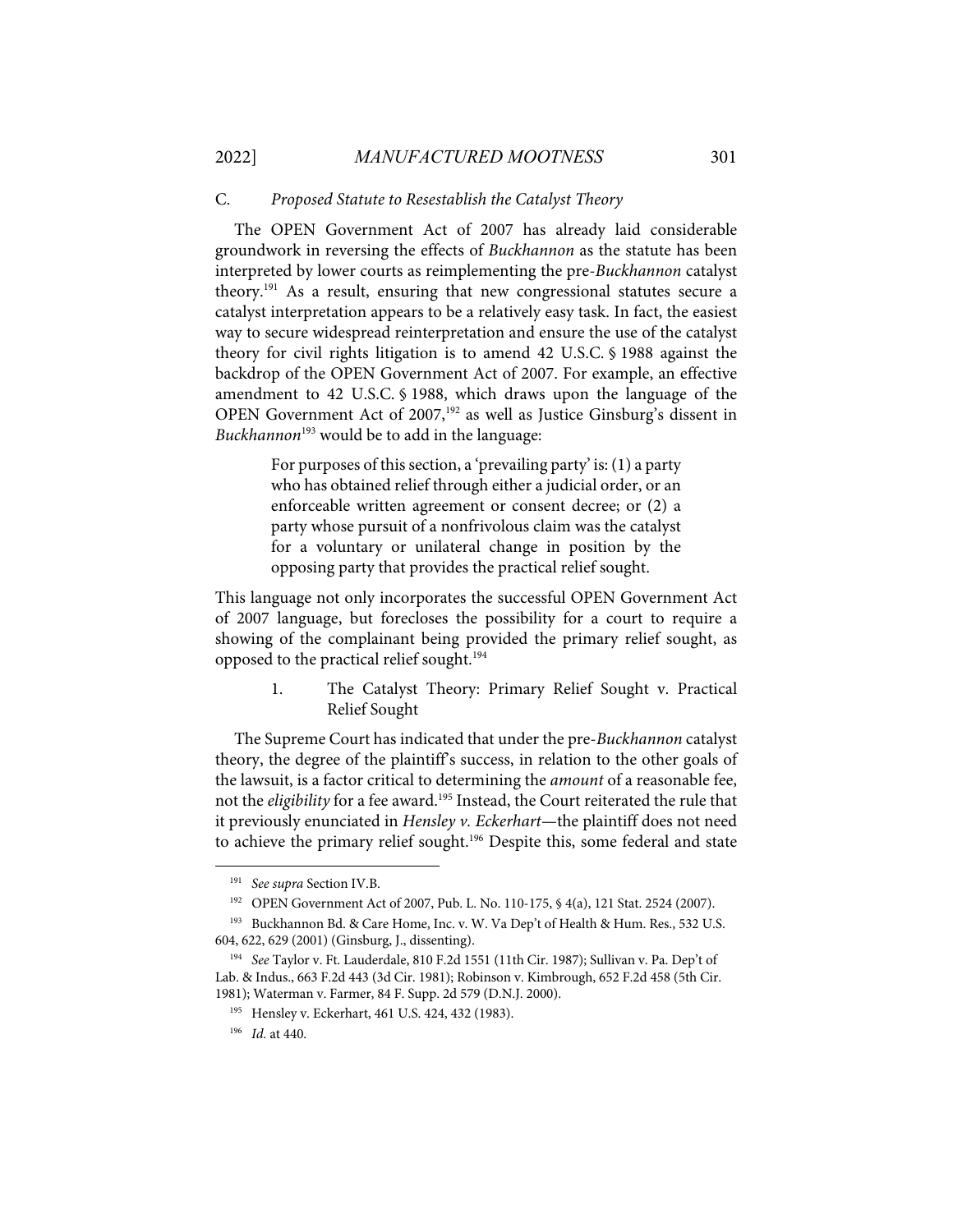### C. *Proposed Statute to Resestablish the Catalyst Theory*

The OPEN Government Act of 2007 has already laid considerable groundwork in reversing the effects of *Buckhannon* as the statute has been interpreted by lower courts as reimplementing the pre-*Buckhannon* catalyst theory.[191] As a result, ensuring that new congressional statutes secure a catalyst interpretation appears to be a relatively easy task. In fact, the easiest way to secure widespread reinterpretation and ensure the use of the catalyst theory for civil rights litigation is to amend 42 U.S.C. § 1988 against the backdrop of the OPEN Government Act of 2007. For example, an effective amendment to 42 U.S.C. § 1988, which draws upon the language of the OPEN Government Act of 2007,[192] as well as Justice Ginsburg's dissent in *Buckhannon*[193] would be to add in the language:

> For purposes of this section, a 'prevailing party' is: (1) a party who has obtained relief through either a judicial order, or an enforceable written agreement or consent decree; or (2) a party whose pursuit of a nonfrivolous claim was the catalyst for a voluntary or unilateral change in position by the opposing party that provides the practical relief sought.

This language not only incorporates the successful OPEN Government Act of 2007 language, but forecloses the possibility for a court to require a showing of the complainant being provided the primary relief sought, as opposed to the practical relief sought.[194]

#### 1. The Catalyst Theory: Primary Relief Sought v. Practical Relief Sought

The Supreme Court has indicated that under the pre-*Buckhannon* catalyst theory, the degree of the plaintiff's success, in relation to the other goals of the lawsuit, is a factor critical to determining the *amount* of a reasonable fee, not the *eligibility* for a fee award.[195] Instead, the Court reiterated the rule that it previously enunciated in *Hensley v. Eckerhart*—the plaintiff does not need to achieve the primary relief sought.[196] Despite this, some federal and state

---

[191] *See supra* Section IV.B.

[192] OPEN Government Act of 2007, Pub. L. No. 110-175, § 4(a), 121 Stat. 2524 (2007).

[193] Buckhannon Bd. & Care Home, Inc. v. W. Va Dep't of Health & Hum. Res., 532 U.S. 604, 622, 629 (2001) (Ginsburg, J., dissenting).

[194] *See* Taylor v. Ft. Lauderdale, 810 F.2d 1551 (11th Cir. 1987); Sullivan v. Pa. Dep't of Lab. & Indus., 663 F.2d 443 (3d Cir. 1981); Robinson v. Kimbrough, 652 F.2d 458 (5th Cir. 1981); Waterman v. Farmer, 84 F. Supp. 2d 579 (D.N.J. 2000).

[195] Hensley v. Eckerhart, 461 U.S. 424, 432 (1983).

[196] *Id.* at 440.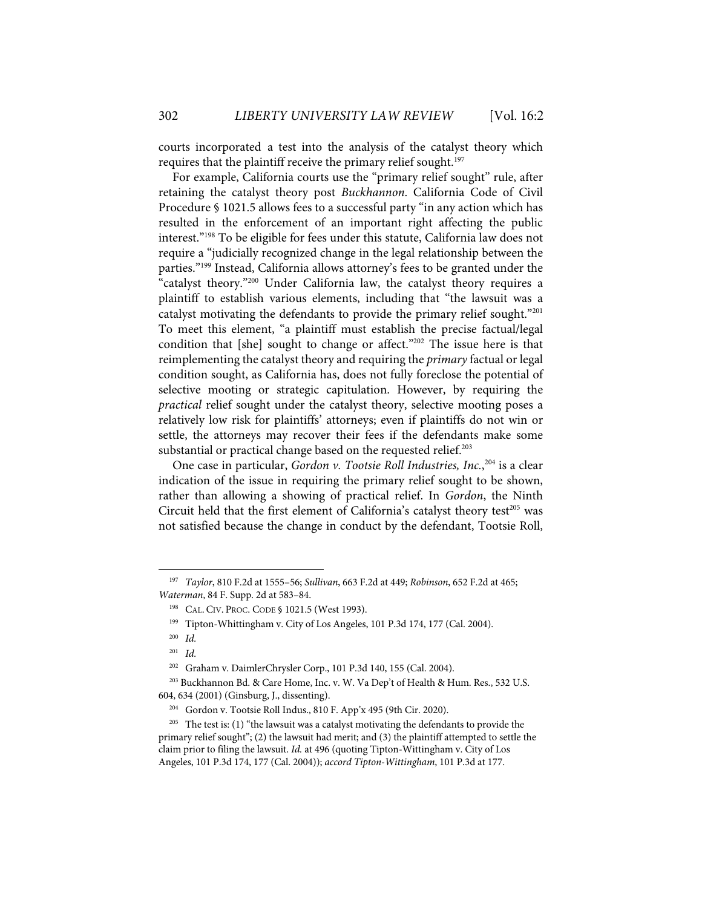courts incorporated a test into the analysis of the catalyst theory which requires that the plaintiff receive the primary relief sought.[197]

For example, California courts use the "primary relief sought" rule, after retaining the catalyst theory post *Buckhannon*. California Code of Civil Procedure § 1021.5 allows fees to a successful party "in any action which has resulted in the enforcement of an important right affecting the public interest."[198] To be eligible for fees under this statute, California law does not require a "judicially recognized change in the legal relationship between the parties."[199] Instead, California allows attorney's fees to be granted under the "catalyst theory."[200] Under California law, the catalyst theory requires a plaintiff to establish various elements, including that "the lawsuit was a catalyst motivating the defendants to provide the primary relief sought."[201] To meet this element, "a plaintiff must establish the precise factual/legal condition that [she] sought to change or affect."[202] The issue here is that reimplementing the catalyst theory and requiring the *primary* factual or legal condition sought, as California has, does not fully foreclose the potential of selective mooting or strategic capitulation. However, by requiring the *practical* relief sought under the catalyst theory, selective mooting poses a relatively low risk for plaintiffs' attorneys; even if plaintiffs do not win or settle, the attorneys may recover their fees if the defendants make some substantial or practical change based on the requested relief.[203]

One case in particular, *Gordon v. Tootsie Roll Industries, Inc.*,[204] is a clear indication of the issue in requiring the primary relief sought to be shown, rather than allowing a showing of practical relief. In *Gordon*, the Ninth Circuit held that the first element of California's catalyst theory test[205] was not satisfied because the change in conduct by the defendant, Tootsie Roll,

---

[197] *Taylor*, 810 F.2d at 1555–56; *Sullivan*, 663 F.2d at 449; *Robinson*, 652 F.2d at 465; *Waterman*, 84 F. Supp. 2d at 583–84.

[198] CAL. CIV. PROC. CODE § 1021.5 (West 1993).

[199] Tipton-Whittingham v. City of Los Angeles, 101 P.3d 174, 177 (Cal. 2004).

[200] *Id.*

[201] *Id.*

[202] Graham v. DaimlerChrysler Corp., 101 P.3d 140, 155 (Cal. 2004).

[203] Buckhannon Bd. & Care Home, Inc. v. W. Va Dep't of Health & Hum. Res., 532 U.S. 604, 634 (2001) (Ginsburg, J., dissenting).

[204] Gordon v. Tootsie Roll Indus., 810 F. App'x 495 (9th Cir. 2020).

[205] The test is: (1) "the lawsuit was a catalyst motivating the defendants to provide the primary relief sought"; (2) the lawsuit had merit; and (3) the plaintiff attempted to settle the claim prior to filing the lawsuit. *Id.* at 496 (quoting Tipton-Wittingham v. City of Los Angeles, 101 P.3d 174, 177 (Cal. 2004)); *accord Tipton-Wittingham*, 101 P.3d at 177.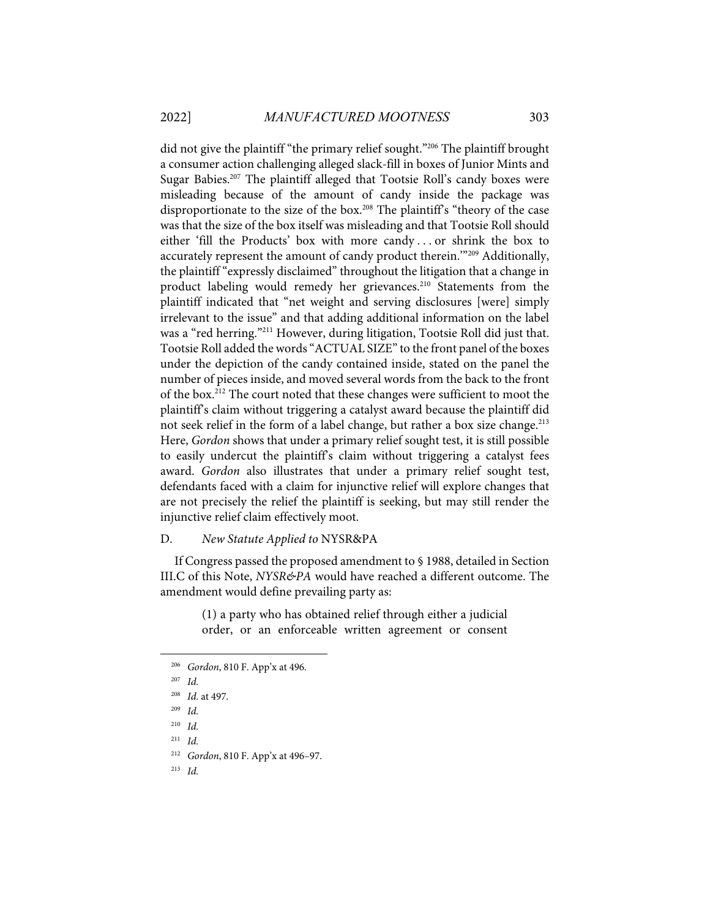did not give the plaintiff "the primary relief sought."[206] The plaintiff brought a consumer action challenging alleged slack-fill in boxes of Junior Mints and Sugar Babies.[207] The plaintiff alleged that Tootsie Roll's candy boxes were misleading because of the amount of candy inside the package was disproportionate to the size of the box.[208] The plaintiff's "theory of the case was that the size of the box itself was misleading and that Tootsie Roll should either 'fill the Products' box with more candy . . . or shrink the box to accurately represent the amount of candy product therein.'"[209] Additionally, the plaintiff "expressly disclaimed" throughout the litigation that a change in product labeling would remedy her grievances.[210] Statements from the plaintiff indicated that "net weight and serving disclosures [were] simply irrelevant to the issue" and that adding additional information on the label was a "red herring."[211] However, during litigation, Tootsie Roll did just that. Tootsie Roll added the words "ACTUAL SIZE" to the front panel of the boxes under the depiction of the candy contained inside, stated on the panel the number of pieces inside, and moved several words from the back to the front of the box.[212] The court noted that these changes were sufficient to moot the plaintiff's claim without triggering a catalyst award because the plaintiff did not seek relief in the form of a label change, but rather a box size change.[213] Here, *Gordon* shows that under a primary relief sought test, it is still possible to easily undercut the plaintiff's claim without triggering a catalyst fees award. *Gordon* also illustrates that under a primary relief sought test, defendants faced with a claim for injunctive relief will explore changes that are not precisely the relief the plaintiff is seeking, but may still render the injunctive relief claim effectively moot.

### D. *New Statute Applied to* NYSR&PA

If Congress passed the proposed amendment to § 1988, detailed in Section III.C of this Note, *NYSR&PA* would have reached a different outcome. The amendment would define prevailing party as:

> (1) a party who has obtained relief through either a judicial order, or an enforceable written agreement or consent

---

[206] *Gordon*, 810 F. App'x at 496.

[207] *Id.*

[208] *Id.* at 497.

[209] *Id.*

[210] *Id.*

[211] *Id.*

[212] *Gordon*, 810 F. App'x at 496–97.

[213] *Id.*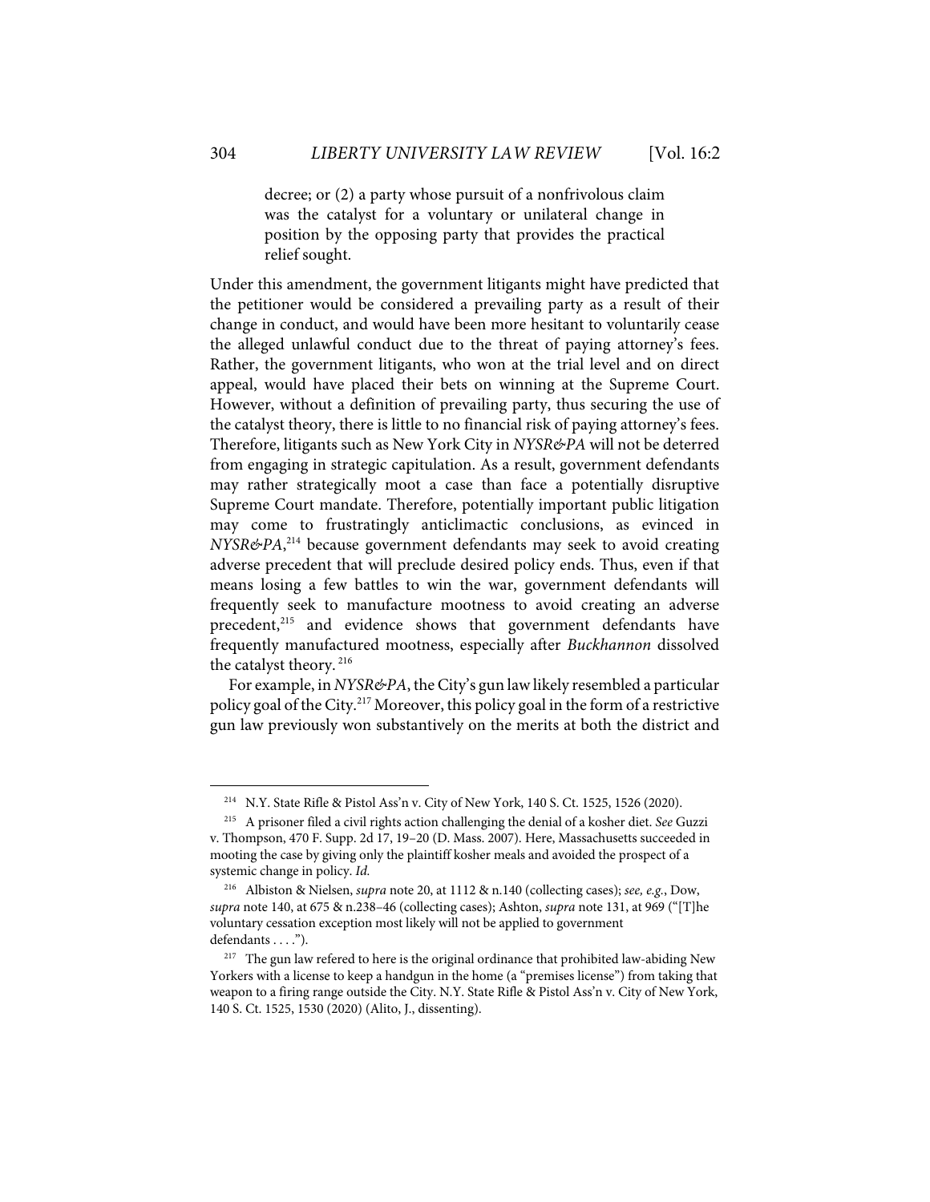> decree; or (2) a party whose pursuit of a nonfrivolous claim was the catalyst for a voluntary or unilateral change in position by the opposing party that provides the practical relief sought.

Under this amendment, the government litigants might have predicted that the petitioner would be considered a prevailing party as a result of their change in conduct, and would have been more hesitant to voluntarily cease the alleged unlawful conduct due to the threat of paying attorney's fees. Rather, the government litigants, who won at the trial level and on direct appeal, would have placed their bets on winning at the Supreme Court. However, without a definition of prevailing party, thus securing the use of the catalyst theory, there is little to no financial risk of paying attorney's fees. Therefore, litigants such as New York City in *NYSR&PA* will not be deterred from engaging in strategic capitulation. As a result, government defendants may rather strategically moot a case than face a potentially disruptive Supreme Court mandate. Therefore, potentially important public litigation may come to frustratingly anticlimactic conclusions, as evinced in *NYSR&PA*,[214] because government defendants may seek to avoid creating adverse precedent that will preclude desired policy ends. Thus, even if that means losing a few battles to win the war, government defendants will frequently seek to manufacture mootness to avoid creating an adverse precedent,[215] and evidence shows that government defendants have frequently manufactured mootness, especially after *Buckhannon* dissolved the catalyst theory.[216]

For example, in *NYSR&PA*, the City's gun law likely resembled a particular policy goal of the City.[217] Moreover, this policy goal in the form of a restrictive gun law previously won substantively on the merits at both the district and

---

[214] N.Y. State Rifle & Pistol Ass'n v. City of New York, 140 S. Ct. 1525, 1526 (2020).

[215] A prisoner filed a civil rights action challenging the denial of a kosher diet. *See* Guzzi v. Thompson, 470 F. Supp. 2d 17, 19–20 (D. Mass. 2007). Here, Massachusetts succeeded in mooting the case by giving only the plaintiff kosher meals and avoided the prospect of a systemic change in policy. *Id.*

[216] Albiston & Nielsen, *supra* note 20, at 1112 & n.140 (collecting cases); *see, e.g.*, Dow, *supra* note 140, at 675 & n.238–46 (collecting cases); Ashton, *supra* note 131, at 969 ("[T]he voluntary cessation exception most likely will not be applied to government defendants . . . .").

[217] The gun law refered to here is the original ordinance that prohibited law-abiding New Yorkers with a license to keep a handgun in the home (a "premises license") from taking that weapon to a firing range outside the City. N.Y. State Rifle & Pistol Ass'n v. City of New York, 140 S. Ct. 1525, 1530 (2020) (Alito, J., dissenting).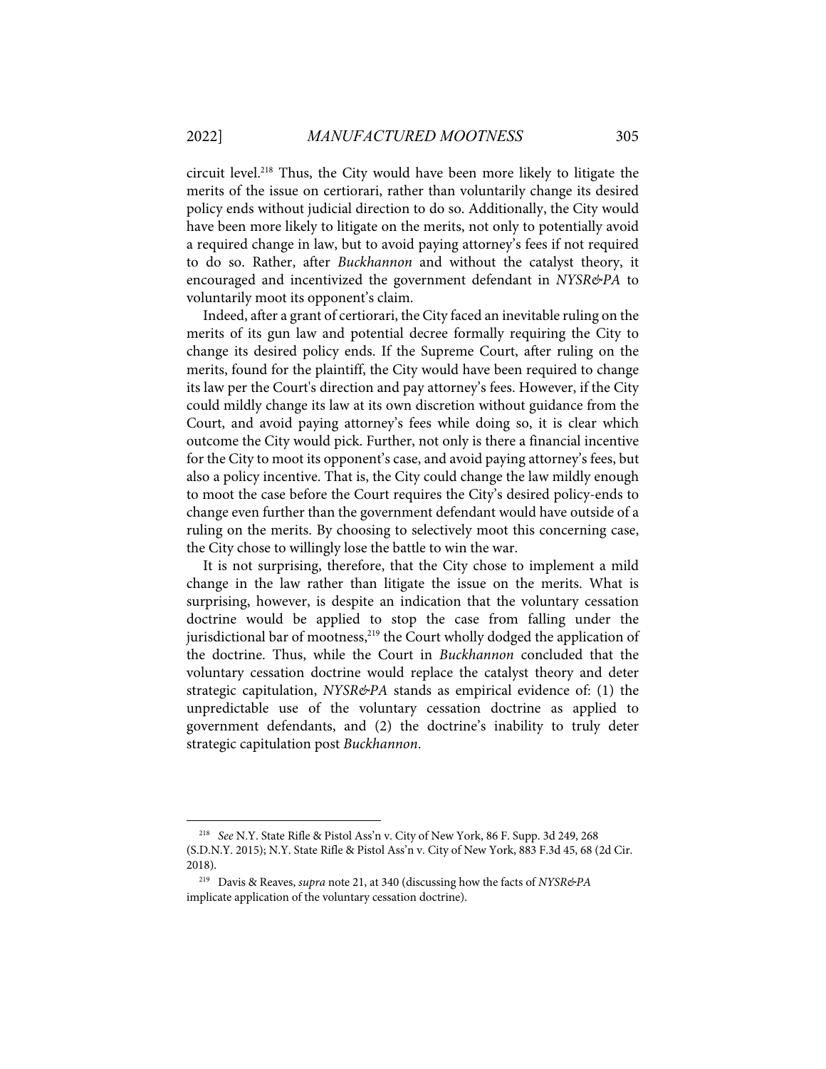circuit level.[218] Thus, the City would have been more likely to litigate the merits of the issue on certiorari, rather than voluntarily change its desired policy ends without judicial direction to do so. Additionally, the City would have been more likely to litigate on the merits, not only to potentially avoid a required change in law, but to avoid paying attorney's fees if not required to do so. Rather, after *Buckhannon* and without the catalyst theory, it encouraged and incentivized the government defendant in *NYSR&PA* to voluntarily moot its opponent's claim.

Indeed, after a grant of certiorari, the City faced an inevitable ruling on the merits of its gun law and potential decree formally requiring the City to change its desired policy ends. If the Supreme Court, after ruling on the merits, found for the plaintiff, the City would have been required to change its law per the Court's direction and pay attorney's fees. However, if the City could mildly change its law at its own discretion without guidance from the Court, and avoid paying attorney's fees while doing so, it is clear which outcome the City would pick. Further, not only is there a financial incentive for the City to moot its opponent's case, and avoid paying attorney's fees, but also a policy incentive. That is, the City could change the law mildly enough to moot the case before the Court requires the City's desired policy-ends to change even further than the government defendant would have outside of a ruling on the merits. By choosing to selectively moot this concerning case, the City chose to willingly lose the battle to win the war.

It is not surprising, therefore, that the City chose to implement a mild change in the law rather than litigate the issue on the merits. What is surprising, however, is despite an indication that the voluntary cessation doctrine would be applied to stop the case from falling under the jurisdictional bar of mootness,[219] the Court wholly dodged the application of the doctrine. Thus, while the Court in *Buckhannon* concluded that the voluntary cessation doctrine would replace the catalyst theory and deter strategic capitulation, *NYSR&PA* stands as empirical evidence of: (1) the unpredictable use of the voluntary cessation doctrine as applied to government defendants, and (2) the doctrine's inability to truly deter strategic capitulation post *Buckhannon*.

---

[218] *See* N.Y. State Rifle & Pistol Ass'n v. City of New York, 86 F. Supp. 3d 249, 268 (S.D.N.Y. 2015); N.Y. State Rifle & Pistol Ass'n v. City of New York, 883 F.3d 45, 68 (2d Cir. 2018).

[219] Davis & Reaves, *supra* note 21, at 340 (discussing how the facts of *NYSR&PA* implicate application of the voluntary cessation doctrine).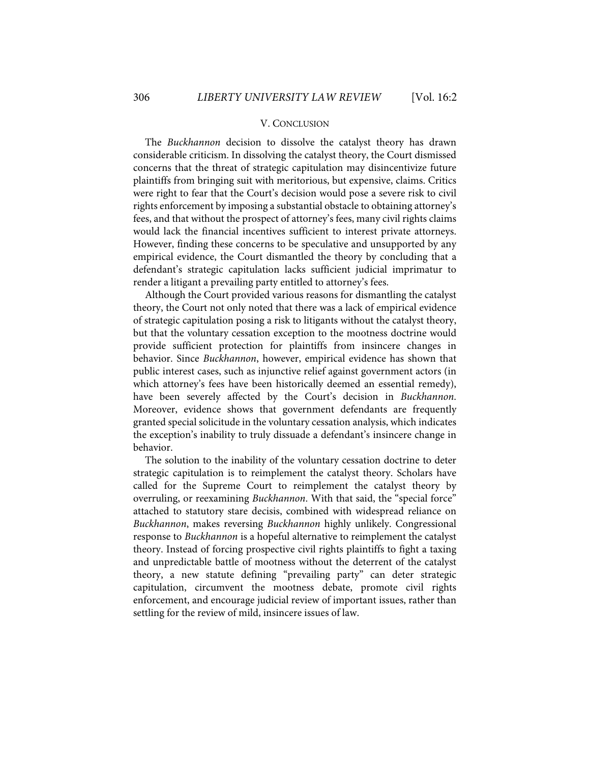## V. CONCLUSION

The *Buckhannon* decision to dissolve the catalyst theory has drawn considerable criticism. In dissolving the catalyst theory, the Court dismissed concerns that the threat of strategic capitulation may disincentivize future plaintiffs from bringing suit with meritorious, but expensive, claims. Critics were right to fear that the Court's decision would pose a severe risk to civil rights enforcement by imposing a substantial obstacle to obtaining attorney's fees, and that without the prospect of attorney's fees, many civil rights claims would lack the financial incentives sufficient to interest private attorneys. However, finding these concerns to be speculative and unsupported by any empirical evidence, the Court dismantled the theory by concluding that a defendant's strategic capitulation lacks sufficient judicial imprimatur to render a litigant a prevailing party entitled to attorney's fees.

Although the Court provided various reasons for dismantling the catalyst theory, the Court not only noted that there was a lack of empirical evidence of strategic capitulation posing a risk to litigants without the catalyst theory, but that the voluntary cessation exception to the mootness doctrine would provide sufficient protection for plaintiffs from insincere changes in behavior. Since *Buckhannon*, however, empirical evidence has shown that public interest cases, such as injunctive relief against government actors (in which attorney's fees have been historically deemed an essential remedy), have been severely affected by the Court's decision in *Buckhannon*. Moreover, evidence shows that government defendants are frequently granted special solicitude in the voluntary cessation analysis, which indicates the exception's inability to truly dissuade a defendant's insincere change in behavior.

The solution to the inability of the voluntary cessation doctrine to deter strategic capitulation is to reimplement the catalyst theory. Scholars have called for the Supreme Court to reimplement the catalyst theory by overruling, or reexamining *Buckhannon*. With that said, the "special force" attached to statutory stare decisis, combined with widespread reliance on *Buckhannon*, makes reversing *Buckhannon* highly unlikely. Congressional response to *Buckhannon* is a hopeful alternative to reimplement the catalyst theory. Instead of forcing prospective civil rights plaintiffs to fight a taxing and unpredictable battle of mootness without the deterrent of the catalyst theory, a new statute defining "prevailing party" can deter strategic capitulation, circumvent the mootness debate, promote civil rights enforcement, and encourage judicial review of important issues, rather than settling for the review of mild, insincere issues of law.